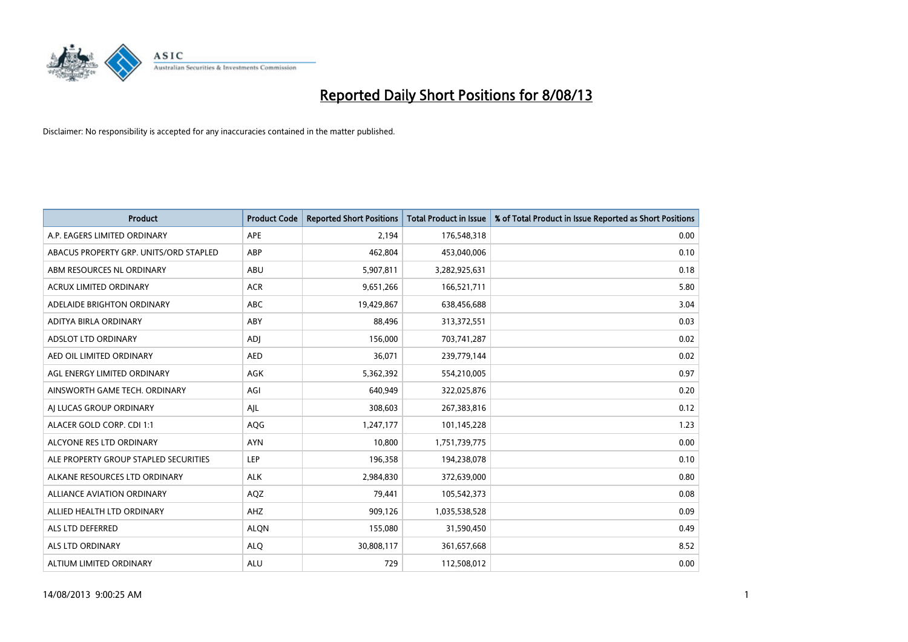# Reported Daily Short Positions for 8/08/13

Disclaimer: No responsibility is accepted for any inaccuracies contained in the matter published.

| Product | Product Code | Reported Short Positions | Total Product in Issue | % of Total Product in Issue Reported as Short Positions |
|---|---|---|---|---|
| A.P. EAGERS LIMITED ORDINARY | APE | 2,194 | 176,548,318 | 0.00 |
| ABACUS PROPERTY GRP. UNITS/ORD STAPLED | ABP | 462,804 | 453,040,006 | 0.10 |
| ABM RESOURCES NL ORDINARY | ABU | 5,907,811 | 3,282,925,631 | 0.18 |
| ACRUX LIMITED ORDINARY | ACR | 9,651,266 | 166,521,711 | 5.80 |
| ADELAIDE BRIGHTON ORDINARY | ABC | 19,429,867 | 638,456,688 | 3.04 |
| ADITYA BIRLA ORDINARY | ABY | 88,496 | 313,372,551 | 0.03 |
| ADSLOT LTD ORDINARY | ADJ | 156,000 | 703,741,287 | 0.02 |
| AED OIL LIMITED ORDINARY | AED | 36,071 | 239,779,144 | 0.02 |
| AGL ENERGY LIMITED ORDINARY | AGK | 5,362,392 | 554,210,005 | 0.97 |
| AINSWORTH GAME TECH. ORDINARY | AGI | 640,949 | 322,025,876 | 0.20 |
| AJ LUCAS GROUP ORDINARY | AJL | 308,603 | 267,383,816 | 0.12 |
| ALACER GOLD CORP. CDI 1:1 | AQG | 1,247,177 | 101,145,228 | 1.23 |
| ALCYONE RES LTD ORDINARY | AYN | 10,800 | 1,751,739,775 | 0.00 |
| ALE PROPERTY GROUP STAPLED SECURITIES | LEP | 196,358 | 194,238,078 | 0.10 |
| ALKANE RESOURCES LTD ORDINARY | ALK | 2,984,830 | 372,639,000 | 0.80 |
| ALLIANCE AVIATION ORDINARY | AQZ | 79,441 | 105,542,373 | 0.08 |
| ALLIED HEALTH LTD ORDINARY | AHZ | 909,126 | 1,035,538,528 | 0.09 |
| ALS LTD DEFERRED | ALQN | 155,080 | 31,590,450 | 0.49 |
| ALS LTD ORDINARY | ALQ | 30,808,117 | 361,657,668 | 8.52 |
| ALTIUM LIMITED ORDINARY | ALU | 729 | 112,508,012 | 0.00 |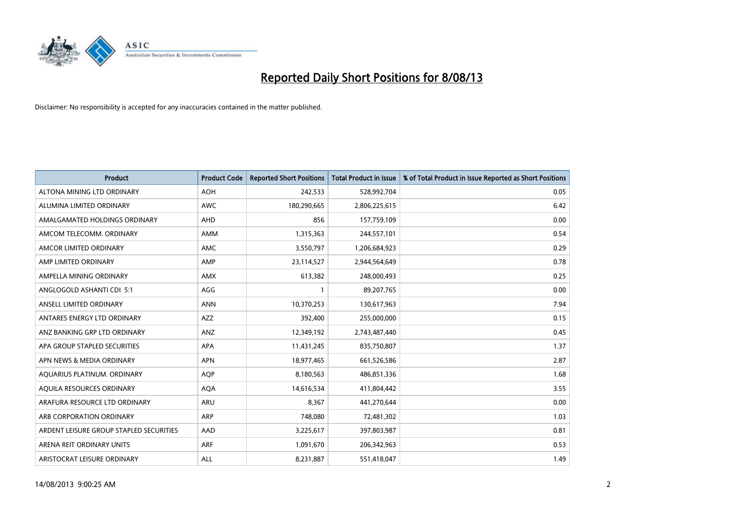# Reported Daily Short Positions for 8/08/13

Disclaimer: No responsibility is accepted for any inaccuracies contained in the matter published.

| Product | Product Code | Reported Short Positions | Total Product in Issue | % of Total Product in Issue Reported as Short Positions |
|---|---|---|---|---|
| ALTONA MINING LTD ORDINARY | AOH | 242,533 | 528,992,704 | 0.05 |
| ALUMINA LIMITED ORDINARY | AWC | 180,290,665 | 2,806,225,615 | 6.42 |
| AMALGAMATED HOLDINGS ORDINARY | AHD | 856 | 157,759,109 | 0.00 |
| AMCOM TELECOMM. ORDINARY | AMM | 1,315,363 | 244,557,101 | 0.54 |
| AMCOR LIMITED ORDINARY | AMC | 3,550,797 | 1,206,684,923 | 0.29 |
| AMP LIMITED ORDINARY | AMP | 23,114,527 | 2,944,564,649 | 0.78 |
| AMPELLA MINING ORDINARY | AMX | 613,382 | 248,000,493 | 0.25 |
| ANGLOGOLD ASHANTI CDI 5:1 | AGG | 1 | 89,207,765 | 0.00 |
| ANSELL LIMITED ORDINARY | ANN | 10,370,253 | 130,617,963 | 7.94 |
| ANTARES ENERGY LTD ORDINARY | AZZ | 392,400 | 255,000,000 | 0.15 |
| ANZ BANKING GRP LTD ORDINARY | ANZ | 12,349,192 | 2,743,487,440 | 0.45 |
| APA GROUP STAPLED SECURITIES | APA | 11,431,245 | 835,750,807 | 1.37 |
| APN NEWS & MEDIA ORDINARY | APN | 18,977,465 | 661,526,586 | 2.87 |
| AQUARIUS PLATINUM. ORDINARY | AQP | 8,180,563 | 486,851,336 | 1.68 |
| AQUILA RESOURCES ORDINARY | AQA | 14,616,534 | 411,804,442 | 3.55 |
| ARAFURA RESOURCE LTD ORDINARY | ARU | 8,367 | 441,270,644 | 0.00 |
| ARB CORPORATION ORDINARY | ARP | 748,080 | 72,481,302 | 1.03 |
| ARDENT LEISURE GROUP STAPLED SECURITIES | AAD | 3,225,617 | 397,803,987 | 0.81 |
| ARENA REIT ORDINARY UNITS | ARF | 1,091,670 | 206,342,963 | 0.53 |
| ARISTOCRAT LEISURE ORDINARY | ALL | 8,231,887 | 551,418,047 | 1.49 |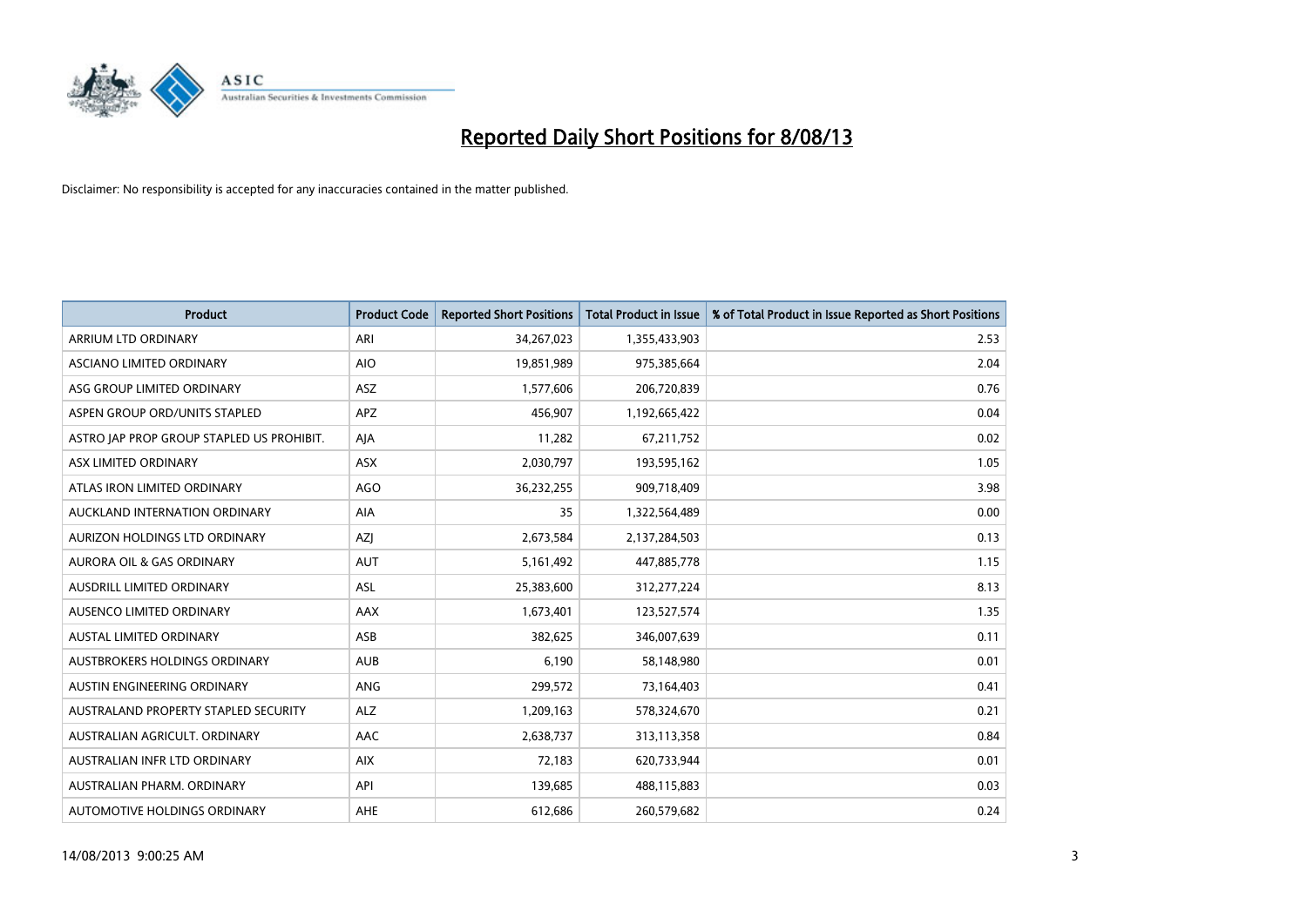# Reported Daily Short Positions for 8/08/13

Disclaimer: No responsibility is accepted for any inaccuracies contained in the matter published.

| Product | Product Code | Reported Short Positions | Total Product in Issue | % of Total Product in Issue Reported as Short Positions |
|---|---|---|---|---|
| ARRIUM LTD ORDINARY | ARI | 34,267,023 | 1,355,433,903 | 2.53 |
| ASCIANO LIMITED ORDINARY | AIO | 19,851,989 | 975,385,664 | 2.04 |
| ASG GROUP LIMITED ORDINARY | ASZ | 1,577,606 | 206,720,839 | 0.76 |
| ASPEN GROUP ORD/UNITS STAPLED | APZ | 456,907 | 1,192,665,422 | 0.04 |
| ASTRO JAP PROP GROUP STAPLED US PROHIBIT. | AJA | 11,282 | 67,211,752 | 0.02 |
| ASX LIMITED ORDINARY | ASX | 2,030,797 | 193,595,162 | 1.05 |
| ATLAS IRON LIMITED ORDINARY | AGO | 36,232,255 | 909,718,409 | 3.98 |
| AUCKLAND INTERNATION ORDINARY | AIA | 35 | 1,322,564,489 | 0.00 |
| AURIZON HOLDINGS LTD ORDINARY | AZJ | 2,673,584 | 2,137,284,503 | 0.13 |
| AURORA OIL & GAS ORDINARY | AUT | 5,161,492 | 447,885,778 | 1.15 |
| AUSDRILL LIMITED ORDINARY | ASL | 25,383,600 | 312,277,224 | 8.13 |
| AUSENCO LIMITED ORDINARY | AAX | 1,673,401 | 123,527,574 | 1.35 |
| AUSTAL LIMITED ORDINARY | ASB | 382,625 | 346,007,639 | 0.11 |
| AUSTBROKERS HOLDINGS ORDINARY | AUB | 6,190 | 58,148,980 | 0.01 |
| AUSTIN ENGINEERING ORDINARY | ANG | 299,572 | 73,164,403 | 0.41 |
| AUSTRALAND PROPERTY STAPLED SECURITY | ALZ | 1,209,163 | 578,324,670 | 0.21 |
| AUSTRALIAN AGRICULT. ORDINARY | AAC | 2,638,737 | 313,113,358 | 0.84 |
| AUSTRALIAN INFR LTD ORDINARY | AIX | 72,183 | 620,733,944 | 0.01 |
| AUSTRALIAN PHARM. ORDINARY | API | 139,685 | 488,115,883 | 0.03 |
| AUTOMOTIVE HOLDINGS ORDINARY | AHE | 612,686 | 260,579,682 | 0.24 |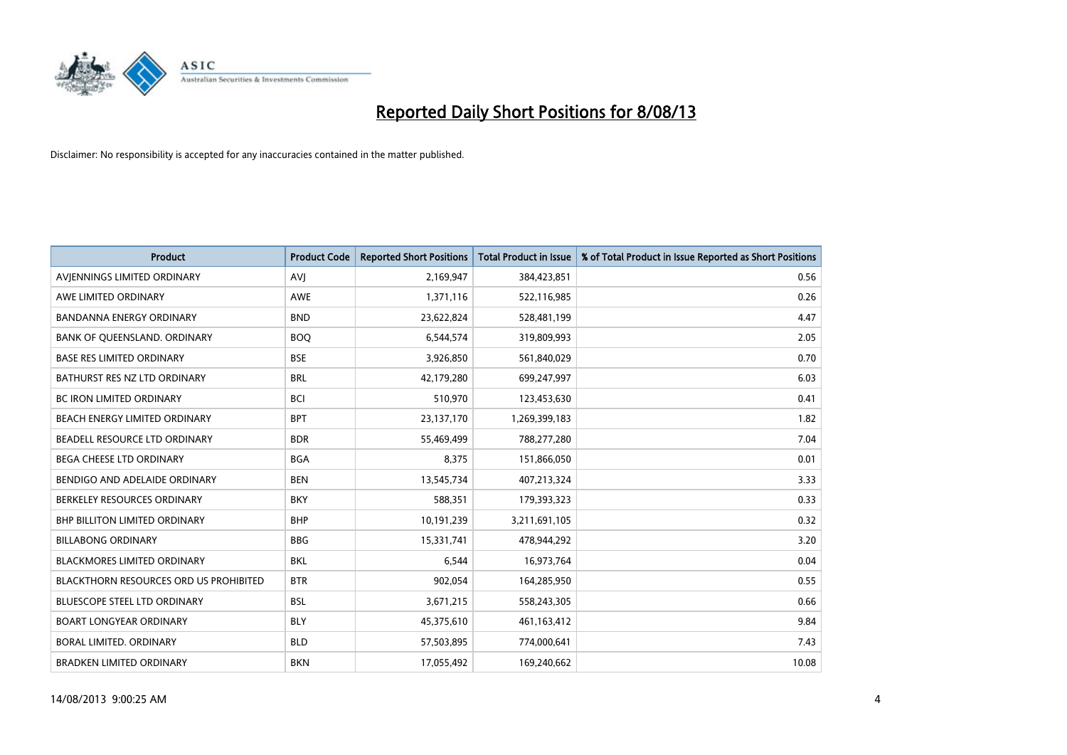# Reported Daily Short Positions for 8/08/13

Disclaimer: No responsibility is accepted for any inaccuracies contained in the matter published.

| Product | Product Code | Reported Short Positions | Total Product in Issue | % of Total Product in Issue Reported as Short Positions |
|---|---|---|---|---|
| AVJENNINGS LIMITED ORDINARY | AVJ | 2,169,947 | 384,423,851 | 0.56 |
| AWE LIMITED ORDINARY | AWE | 1,371,116 | 522,116,985 | 0.26 |
| BANDANNA ENERGY ORDINARY | BND | 23,622,824 | 528,481,199 | 4.47 |
| BANK OF QUEENSLAND. ORDINARY | BOQ | 6,544,574 | 319,809,993 | 2.05 |
| BASE RES LIMITED ORDINARY | BSE | 3,926,850 | 561,840,029 | 0.70 |
| BATHURST RES NZ LTD ORDINARY | BRL | 42,179,280 | 699,247,997 | 6.03 |
| BC IRON LIMITED ORDINARY | BCI | 510,970 | 123,453,630 | 0.41 |
| BEACH ENERGY LIMITED ORDINARY | BPT | 23,137,170 | 1,269,399,183 | 1.82 |
| BEADELL RESOURCE LTD ORDINARY | BDR | 55,469,499 | 788,277,280 | 7.04 |
| BEGA CHEESE LTD ORDINARY | BGA | 8,375 | 151,866,050 | 0.01 |
| BENDIGO AND ADELAIDE ORDINARY | BEN | 13,545,734 | 407,213,324 | 3.33 |
| BERKELEY RESOURCES ORDINARY | BKY | 588,351 | 179,393,323 | 0.33 |
| BHP BILLITON LIMITED ORDINARY | BHP | 10,191,239 | 3,211,691,105 | 0.32 |
| BILLABONG ORDINARY | BBG | 15,331,741 | 478,944,292 | 3.20 |
| BLACKMORES LIMITED ORDINARY | BKL | 6,544 | 16,973,764 | 0.04 |
| BLACKTHORN RESOURCES ORD US PROHIBITED | BTR | 902,054 | 164,285,950 | 0.55 |
| BLUESCOPE STEEL LTD ORDINARY | BSL | 3,671,215 | 558,243,305 | 0.66 |
| BOART LONGYEAR ORDINARY | BLY | 45,375,610 | 461,163,412 | 9.84 |
| BORAL LIMITED. ORDINARY | BLD | 57,503,895 | 774,000,641 | 7.43 |
| BRADKEN LIMITED ORDINARY | BKN | 17,055,492 | 169,240,662 | 10.08 |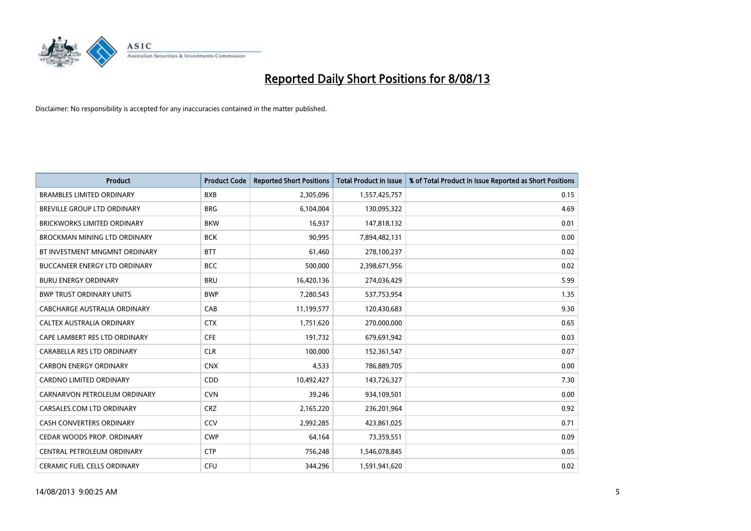# Reported Daily Short Positions for 8/08/13

Disclaimer: No responsibility is accepted for any inaccuracies contained in the matter published.

| Product | Product Code | Reported Short Positions | Total Product in Issue | % of Total Product in Issue Reported as Short Positions |
|---|---|---|---|---|
| BRAMBLES LIMITED ORDINARY | BXB | 2,305,096 | 1,557,425,757 | 0.15 |
| BREVILLE GROUP LTD ORDINARY | BRG | 6,104,004 | 130,095,322 | 4.69 |
| BRICKWORKS LIMITED ORDINARY | BKW | 16,937 | 147,818,132 | 0.01 |
| BROCKMAN MINING LTD ORDINARY | BCK | 90,995 | 7,894,482,131 | 0.00 |
| BT INVESTMENT MNGMNT ORDINARY | BTT | 61,460 | 278,100,237 | 0.02 |
| BUCCANEER ENERGY LTD ORDINARY | BCC | 500,000 | 2,398,671,956 | 0.02 |
| BURU ENERGY ORDINARY | BRU | 16,420,136 | 274,036,429 | 5.99 |
| BWP TRUST ORDINARY UNITS | BWP | 7,280,543 | 537,753,954 | 1.35 |
| CABCHARGE AUSTRALIA ORDINARY | CAB | 11,199,577 | 120,430,683 | 9.30 |
| CALTEX AUSTRALIA ORDINARY | CTX | 1,751,620 | 270,000,000 | 0.65 |
| CAPE LAMBERT RES LTD ORDINARY | CFE | 191,732 | 679,691,942 | 0.03 |
| CARABELLA RES LTD ORDINARY | CLR | 100,000 | 152,361,547 | 0.07 |
| CARBON ENERGY ORDINARY | CNX | 4,533 | 786,889,705 | 0.00 |
| CARDNO LIMITED ORDINARY | CDD | 10,492,427 | 143,726,327 | 7.30 |
| CARNARVON PETROLEUM ORDINARY | CVN | 39,246 | 934,109,501 | 0.00 |
| CARSALES.COM LTD ORDINARY | CRZ | 2,165,220 | 236,201,964 | 0.92 |
| CASH CONVERTERS ORDINARY | CCV | 2,992,285 | 423,861,025 | 0.71 |
| CEDAR WOODS PROP. ORDINARY | CWP | 64,164 | 73,359,551 | 0.09 |
| CENTRAL PETROLEUM ORDINARY | CTP | 756,248 | 1,546,078,845 | 0.05 |
| CERAMIC FUEL CELLS ORDINARY | CFU | 344,296 | 1,591,941,620 | 0.02 |

14/08/2013 9:00:25 AM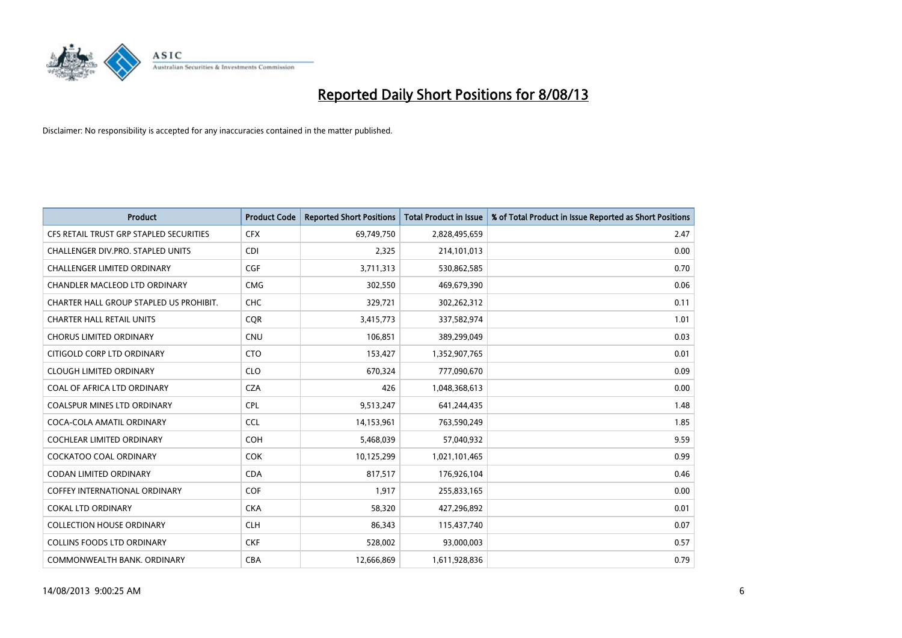# Reported Daily Short Positions for 8/08/13

Disclaimer: No responsibility is accepted for any inaccuracies contained in the matter published.

| Product | Product Code | Reported Short Positions | Total Product in Issue | % of Total Product in Issue Reported as Short Positions |
|---|---|---|---|---|
| CFS RETAIL TRUST GRP STAPLED SECURITIES | CFX | 69,749,750 | 2,828,495,659 | 2.47 |
| CHALLENGER DIV.PRO. STAPLED UNITS | CDI | 2,325 | 214,101,013 | 0.00 |
| CHALLENGER LIMITED ORDINARY | CGF | 3,711,313 | 530,862,585 | 0.70 |
| CHANDLER MACLEOD LTD ORDINARY | CMG | 302,550 | 469,679,390 | 0.06 |
| CHARTER HALL GROUP STAPLED US PROHIBIT. | CHC | 329,721 | 302,262,312 | 0.11 |
| CHARTER HALL RETAIL UNITS | CQR | 3,415,773 | 337,582,974 | 1.01 |
| CHORUS LIMITED ORDINARY | CNU | 106,851 | 389,299,049 | 0.03 |
| CITIGOLD CORP LTD ORDINARY | CTO | 153,427 | 1,352,907,765 | 0.01 |
| CLOUGH LIMITED ORDINARY | CLO | 670,324 | 777,090,670 | 0.09 |
| COAL OF AFRICA LTD ORDINARY | CZA | 426 | 1,048,368,613 | 0.00 |
| COALSPUR MINES LTD ORDINARY | CPL | 9,513,247 | 641,244,435 | 1.48 |
| COCA-COLA AMATIL ORDINARY | CCL | 14,153,961 | 763,590,249 | 1.85 |
| COCHLEAR LIMITED ORDINARY | COH | 5,468,039 | 57,040,932 | 9.59 |
| COCKATOO COAL ORDINARY | COK | 10,125,299 | 1,021,101,465 | 0.99 |
| CODAN LIMITED ORDINARY | CDA | 817,517 | 176,926,104 | 0.46 |
| COFFEY INTERNATIONAL ORDINARY | COF | 1,917 | 255,833,165 | 0.00 |
| COKAL LTD ORDINARY | CKA | 58,320 | 427,296,892 | 0.01 |
| COLLECTION HOUSE ORDINARY | CLH | 86,343 | 115,437,740 | 0.07 |
| COLLINS FOODS LTD ORDINARY | CKF | 528,002 | 93,000,003 | 0.57 |
| COMMONWEALTH BANK. ORDINARY | CBA | 12,666,869 | 1,611,928,836 | 0.79 |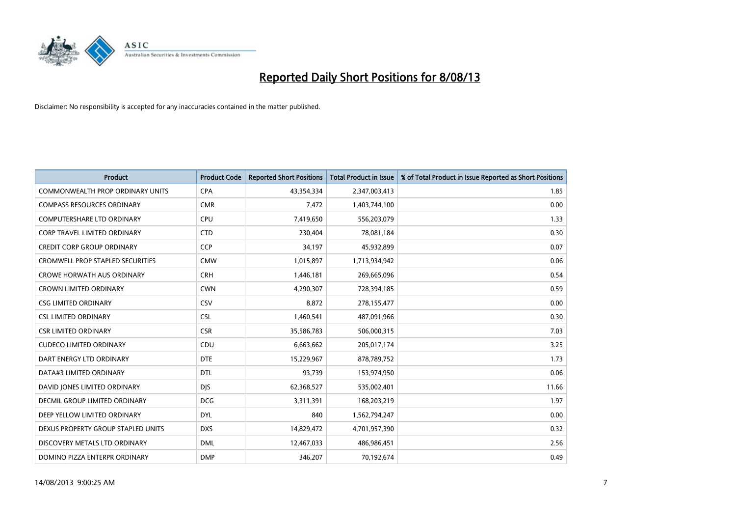# Reported Daily Short Positions for 8/08/13

Disclaimer: No responsibility is accepted for any inaccuracies contained in the matter published.

| Product | Product Code | Reported Short Positions | Total Product in Issue | % of Total Product in Issue Reported as Short Positions |
|---|---|---|---|---|
| COMMONWEALTH PROP ORDINARY UNITS | CPA | 43,354,334 | 2,347,003,413 | 1.85 |
| COMPASS RESOURCES ORDINARY | CMR | 7,472 | 1,403,744,100 | 0.00 |
| COMPUTERSHARE LTD ORDINARY | CPU | 7,419,650 | 556,203,079 | 1.33 |
| CORP TRAVEL LIMITED ORDINARY | CTD | 230,404 | 78,081,184 | 0.30 |
| CREDIT CORP GROUP ORDINARY | CCP | 34,197 | 45,932,899 | 0.07 |
| CROMWELL PROP STAPLED SECURITIES | CMW | 1,015,897 | 1,713,934,942 | 0.06 |
| CROWE HORWATH AUS ORDINARY | CRH | 1,446,181 | 269,665,096 | 0.54 |
| CROWN LIMITED ORDINARY | CWN | 4,290,307 | 728,394,185 | 0.59 |
| CSG LIMITED ORDINARY | CSV | 8,872 | 278,155,477 | 0.00 |
| CSL LIMITED ORDINARY | CSL | 1,460,541 | 487,091,966 | 0.30 |
| CSR LIMITED ORDINARY | CSR | 35,586,783 | 506,000,315 | 7.03 |
| CUDECO LIMITED ORDINARY | CDU | 6,663,662 | 205,017,174 | 3.25 |
| DART ENERGY LTD ORDINARY | DTE | 15,229,967 | 878,789,752 | 1.73 |
| DATA#3 LIMITED ORDINARY | DTL | 93,739 | 153,974,950 | 0.06 |
| DAVID JONES LIMITED ORDINARY | DJS | 62,368,527 | 535,002,401 | 11.66 |
| DECMIL GROUP LIMITED ORDINARY | DCG | 3,311,391 | 168,203,219 | 1.97 |
| DEEP YELLOW LIMITED ORDINARY | DYL | 840 | 1,562,794,247 | 0.00 |
| DEXUS PROPERTY GROUP STAPLED UNITS | DXS | 14,829,472 | 4,701,957,390 | 0.32 |
| DISCOVERY METALS LTD ORDINARY | DML | 12,467,033 | 486,986,451 | 2.56 |
| DOMINO PIZZA ENTERPR ORDINARY | DMP | 346,207 | 70,192,674 | 0.49 |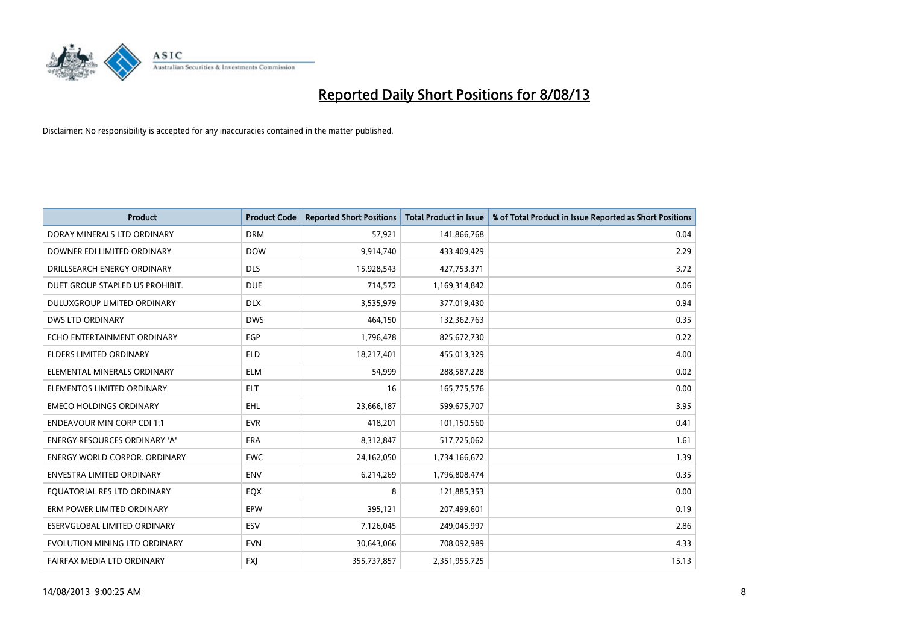# Reported Daily Short Positions for 8/08/13

Disclaimer: No responsibility is accepted for any inaccuracies contained in the matter published.

| Product | Product Code | Reported Short Positions | Total Product in Issue | % of Total Product in Issue Reported as Short Positions |
|---|---|---|---|---|
| DORAY MINERALS LTD ORDINARY | DRM | 57,921 | 141,866,768 | 0.04 |
| DOWNER EDI LIMITED ORDINARY | DOW | 9,914,740 | 433,409,429 | 2.29 |
| DRILLSEARCH ENERGY ORDINARY | DLS | 15,928,543 | 427,753,371 | 3.72 |
| DUET GROUP STAPLED US PROHIBIT. | DUE | 714,572 | 1,169,314,842 | 0.06 |
| DULUXGROUP LIMITED ORDINARY | DLX | 3,535,979 | 377,019,430 | 0.94 |
| DWS LTD ORDINARY | DWS | 464,150 | 132,362,763 | 0.35 |
| ECHO ENTERTAINMENT ORDINARY | EGP | 1,796,478 | 825,672,730 | 0.22 |
| ELDERS LIMITED ORDINARY | ELD | 18,217,401 | 455,013,329 | 4.00 |
| ELEMENTAL MINERALS ORDINARY | ELM | 54,999 | 288,587,228 | 0.02 |
| ELEMENTOS LIMITED ORDINARY | ELT | 16 | 165,775,576 | 0.00 |
| EMECO HOLDINGS ORDINARY | EHL | 23,666,187 | 599,675,707 | 3.95 |
| ENDEAVOUR MIN CORP CDI 1:1 | EVR | 418,201 | 101,150,560 | 0.41 |
| ENERGY RESOURCES ORDINARY 'A' | ERA | 8,312,847 | 517,725,062 | 1.61 |
| ENERGY WORLD CORPOR. ORDINARY | EWC | 24,162,050 | 1,734,166,672 | 1.39 |
| ENVESTRA LIMITED ORDINARY | ENV | 6,214,269 | 1,796,808,474 | 0.35 |
| EQUATORIAL RES LTD ORDINARY | EQX | 8 | 121,885,353 | 0.00 |
| ERM POWER LIMITED ORDINARY | EPW | 395,121 | 207,499,601 | 0.19 |
| ESERVGLOBAL LIMITED ORDINARY | ESV | 7,126,045 | 249,045,997 | 2.86 |
| EVOLUTION MINING LTD ORDINARY | EVN | 30,643,066 | 708,092,989 | 4.33 |
| FAIRFAX MEDIA LTD ORDINARY | FXJ | 355,737,857 | 2,351,955,725 | 15.13 |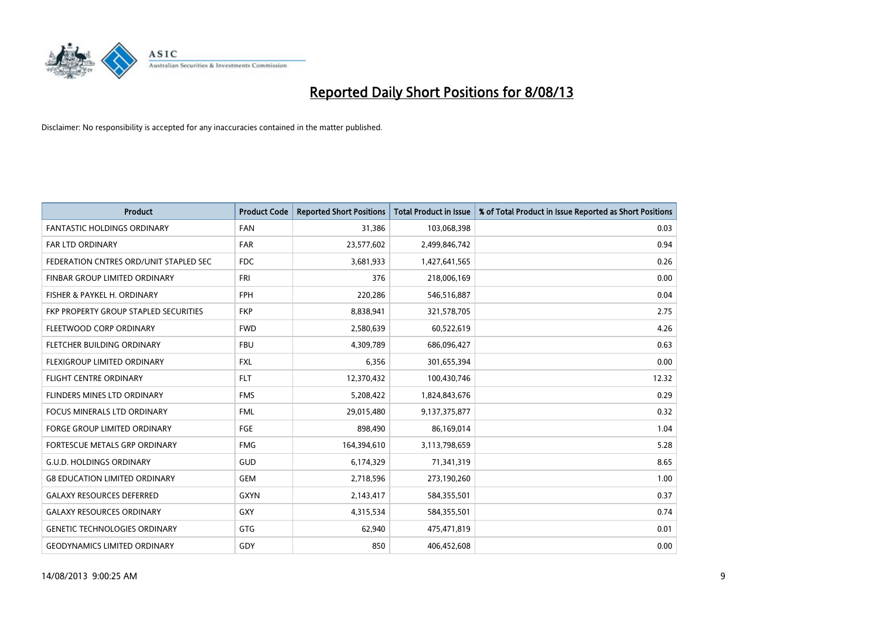# Reported Daily Short Positions for 8/08/13

Disclaimer: No responsibility is accepted for any inaccuracies contained in the matter published.

| Product | Product Code | Reported Short Positions | Total Product in Issue | % of Total Product in Issue Reported as Short Positions |
| --- | --- | --- | --- | --- |
| FANTASTIC HOLDINGS ORDINARY | FAN | 31,386 | 103,068,398 | 0.03 |
| FAR LTD ORDINARY | FAR | 23,577,602 | 2,499,846,742 | 0.94 |
| FEDERATION CNTRES ORD/UNIT STAPLED SEC | FDC | 3,681,933 | 1,427,641,565 | 0.26 |
| FINBAR GROUP LIMITED ORDINARY | FRI | 376 | 218,006,169 | 0.00 |
| FISHER & PAYKEL H. ORDINARY | FPH | 220,286 | 546,516,887 | 0.04 |
| FKP PROPERTY GROUP STAPLED SECURITIES | FKP | 8,838,941 | 321,578,705 | 2.75 |
| FLEETWOOD CORP ORDINARY | FWD | 2,580,639 | 60,522,619 | 4.26 |
| FLETCHER BUILDING ORDINARY | FBU | 4,309,789 | 686,096,427 | 0.63 |
| FLEXIGROUP LIMITED ORDINARY | FXL | 6,356 | 301,655,394 | 0.00 |
| FLIGHT CENTRE ORDINARY | FLT | 12,370,432 | 100,430,746 | 12.32 |
| FLINDERS MINES LTD ORDINARY | FMS | 5,208,422 | 1,824,843,676 | 0.29 |
| FOCUS MINERALS LTD ORDINARY | FML | 29,015,480 | 9,137,375,877 | 0.32 |
| FORGE GROUP LIMITED ORDINARY | FGE | 898,490 | 86,169,014 | 1.04 |
| FORTESCUE METALS GRP ORDINARY | FMG | 164,394,610 | 3,113,798,659 | 5.28 |
| G.U.D. HOLDINGS ORDINARY | GUD | 6,174,329 | 71,341,319 | 8.65 |
| G8 EDUCATION LIMITED ORDINARY | GEM | 2,718,596 | 273,190,260 | 1.00 |
| GALAXY RESOURCES DEFERRED | GXYN | 2,143,417 | 584,355,501 | 0.37 |
| GALAXY RESOURCES ORDINARY | GXY | 4,315,534 | 584,355,501 | 0.74 |
| GENETIC TECHNOLOGIES ORDINARY | GTG | 62,940 | 475,471,819 | 0.01 |
| GEODYNAMICS LIMITED ORDINARY | GDY | 850 | 406,452,608 | 0.00 |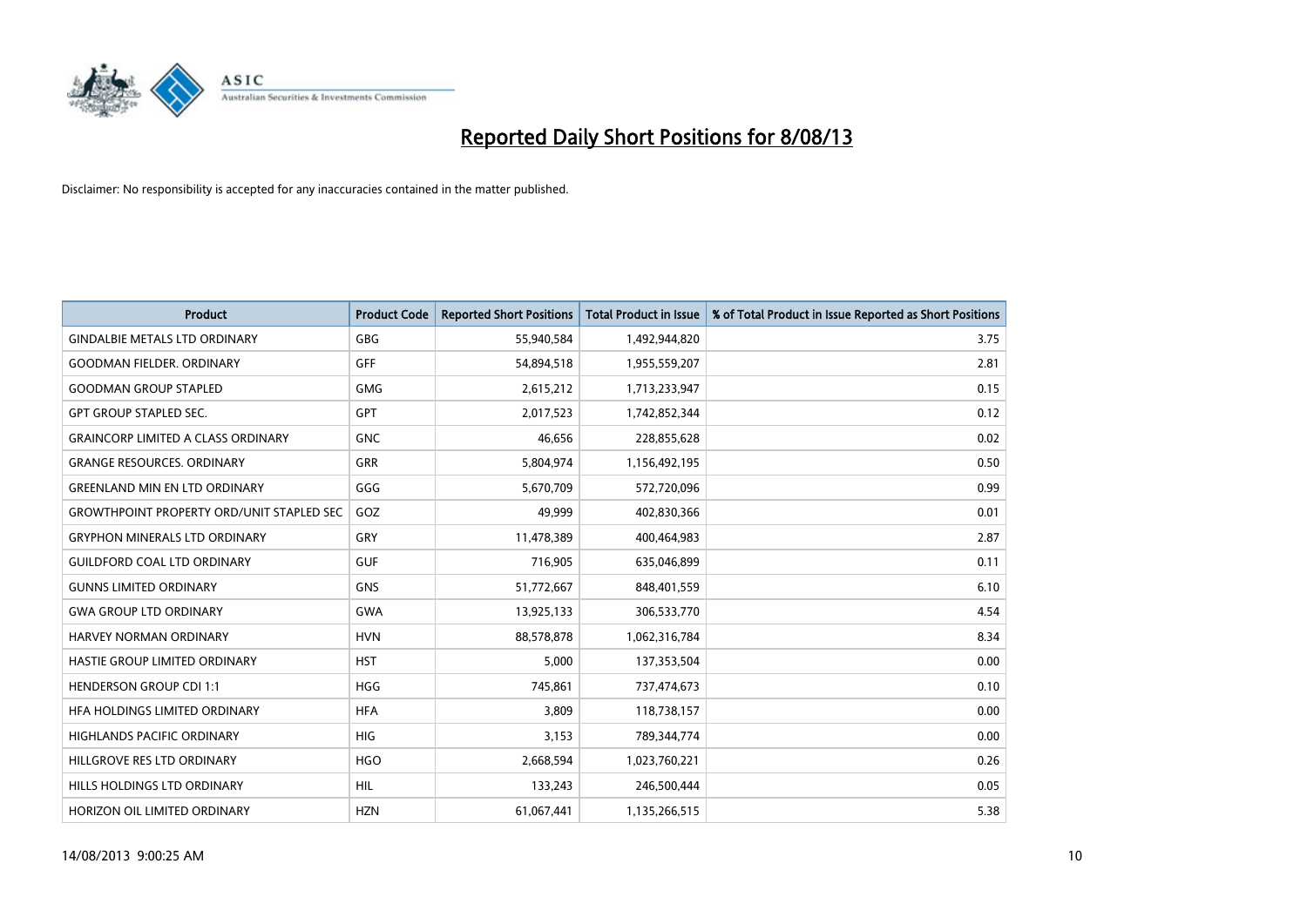# Reported Daily Short Positions for 8/08/13

Disclaimer: No responsibility is accepted for any inaccuracies contained in the matter published.

| Product | Product Code | Reported Short Positions | Total Product in Issue | % of Total Product in Issue Reported as Short Positions |
| --- | --- | --- | --- | --- |
| GINDALBIE METALS LTD ORDINARY | GBG | 55,940,584 | 1,492,944,820 | 3.75 |
| GOODMAN FIELDER. ORDINARY | GFF | 54,894,518 | 1,955,559,207 | 2.81 |
| GOODMAN GROUP STAPLED | GMG | 2,615,212 | 1,713,233,947 | 0.15 |
| GPT GROUP STAPLED SEC. | GPT | 2,017,523 | 1,742,852,344 | 0.12 |
| GRAINCORP LIMITED A CLASS ORDINARY | GNC | 46,656 | 228,855,628 | 0.02 |
| GRANGE RESOURCES. ORDINARY | GRR | 5,804,974 | 1,156,492,195 | 0.50 |
| GREENLAND MIN EN LTD ORDINARY | GGG | 5,670,709 | 572,720,096 | 0.99 |
| GROWTHPOINT PROPERTY ORD/UNIT STAPLED SEC | GOZ | 49,999 | 402,830,366 | 0.01 |
| GRYPHON MINERALS LTD ORDINARY | GRY | 11,478,389 | 400,464,983 | 2.87 |
| GUILDFORD COAL LTD ORDINARY | GUF | 716,905 | 635,046,899 | 0.11 |
| GUNNS LIMITED ORDINARY | GNS | 51,772,667 | 848,401,559 | 6.10 |
| GWA GROUP LTD ORDINARY | GWA | 13,925,133 | 306,533,770 | 4.54 |
| HARVEY NORMAN ORDINARY | HVN | 88,578,878 | 1,062,316,784 | 8.34 |
| HASTIE GROUP LIMITED ORDINARY | HST | 5,000 | 137,353,504 | 0.00 |
| HENDERSON GROUP CDI 1:1 | HGG | 745,861 | 737,474,673 | 0.10 |
| HFA HOLDINGS LIMITED ORDINARY | HFA | 3,809 | 118,738,157 | 0.00 |
| HIGHLANDS PACIFIC ORDINARY | HIG | 3,153 | 789,344,774 | 0.00 |
| HILLGROVE RES LTD ORDINARY | HGO | 2,668,594 | 1,023,760,221 | 0.26 |
| HILLS HOLDINGS LTD ORDINARY | HIL | 133,243 | 246,500,444 | 0.05 |
| HORIZON OIL LIMITED ORDINARY | HZN | 61,067,441 | 1,135,266,515 | 5.38 |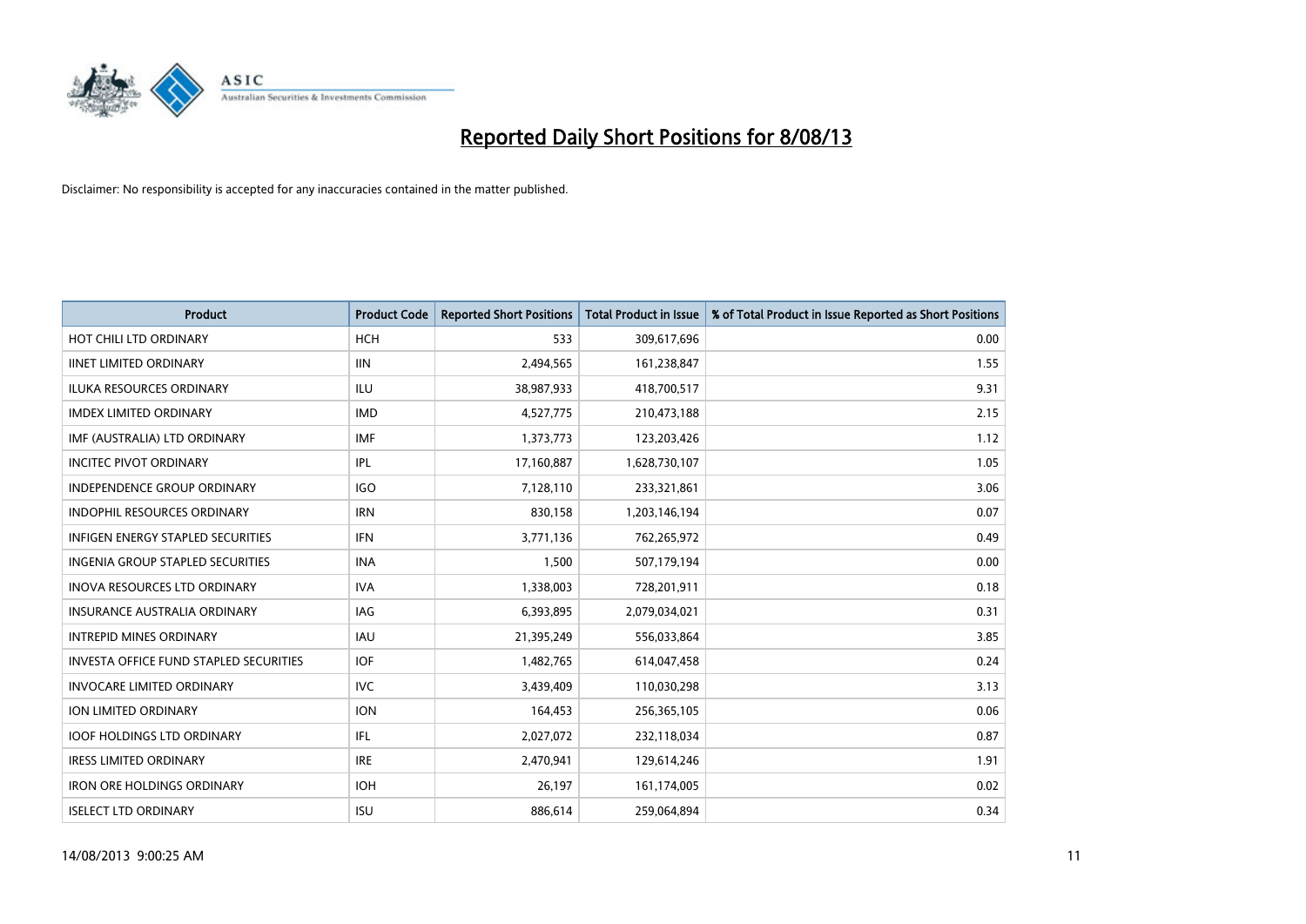# Reported Daily Short Positions for 8/08/13

Disclaimer: No responsibility is accepted for any inaccuracies contained in the matter published.

| Product | Product Code | Reported Short Positions | Total Product in Issue | % of Total Product in Issue Reported as Short Positions |
|---|---|---|---|---|
| HOT CHILI LTD ORDINARY | HCH | 533 | 309,617,696 | 0.00 |
| IINET LIMITED ORDINARY | IIN | 2,494,565 | 161,238,847 | 1.55 |
| ILUKA RESOURCES ORDINARY | ILU | 38,987,933 | 418,700,517 | 9.31 |
| IMDEX LIMITED ORDINARY | IMD | 4,527,775 | 210,473,188 | 2.15 |
| IMF (AUSTRALIA) LTD ORDINARY | IMF | 1,373,773 | 123,203,426 | 1.12 |
| INCITEC PIVOT ORDINARY | IPL | 17,160,887 | 1,628,730,107 | 1.05 |
| INDEPENDENCE GROUP ORDINARY | IGO | 7,128,110 | 233,321,861 | 3.06 |
| INDOPHIL RESOURCES ORDINARY | IRN | 830,158 | 1,203,146,194 | 0.07 |
| INFIGEN ENERGY STAPLED SECURITIES | IFN | 3,771,136 | 762,265,972 | 0.49 |
| INGENIA GROUP STAPLED SECURITIES | INA | 1,500 | 507,179,194 | 0.00 |
| INOVA RESOURCES LTD ORDINARY | IVA | 1,338,003 | 728,201,911 | 0.18 |
| INSURANCE AUSTRALIA ORDINARY | IAG | 6,393,895 | 2,079,034,021 | 0.31 |
| INTREPID MINES ORDINARY | IAU | 21,395,249 | 556,033,864 | 3.85 |
| INVESTA OFFICE FUND STAPLED SECURITIES | IOF | 1,482,765 | 614,047,458 | 0.24 |
| INVOCARE LIMITED ORDINARY | IVC | 3,439,409 | 110,030,298 | 3.13 |
| ION LIMITED ORDINARY | ION | 164,453 | 256,365,105 | 0.06 |
| IOOF HOLDINGS LTD ORDINARY | IFL | 2,027,072 | 232,118,034 | 0.87 |
| IRESS LIMITED ORDINARY | IRE | 2,470,941 | 129,614,246 | 1.91 |
| IRON ORE HOLDINGS ORDINARY | IOH | 26,197 | 161,174,005 | 0.02 |
| ISELECT LTD ORDINARY | ISU | 886,614 | 259,064,894 | 0.34 |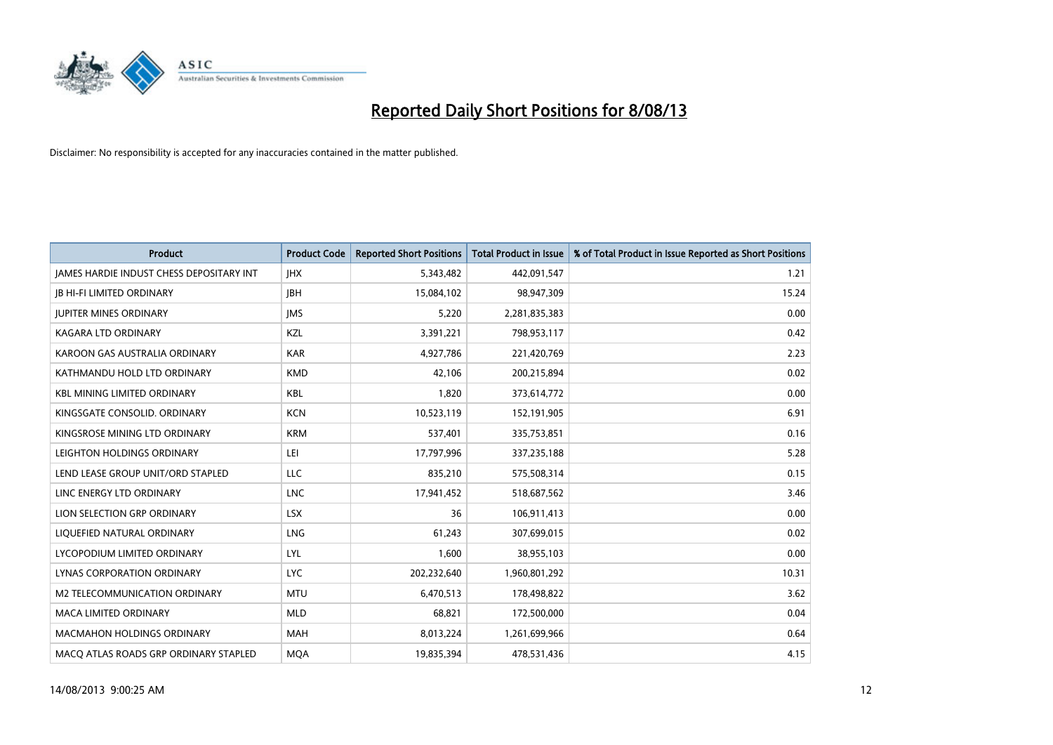# Reported Daily Short Positions for 8/08/13

Disclaimer: No responsibility is accepted for any inaccuracies contained in the matter published.

| Product | Product Code | Reported Short Positions | Total Product in Issue | % of Total Product in Issue Reported as Short Positions |
|---|---|---|---|---|
| JAMES HARDIE INDUST CHESS DEPOSITARY INT | JHX | 5,343,482 | 442,091,547 | 1.21 |
| JB HI-FI LIMITED ORDINARY | JBH | 15,084,102 | 98,947,309 | 15.24 |
| JUPITER MINES ORDINARY | JMS | 5,220 | 2,281,835,383 | 0.00 |
| KAGARA LTD ORDINARY | KZL | 3,391,221 | 798,953,117 | 0.42 |
| KAROON GAS AUSTRALIA ORDINARY | KAR | 4,927,786 | 221,420,769 | 2.23 |
| KATHMANDU HOLD LTD ORDINARY | KMD | 42,106 | 200,215,894 | 0.02 |
| KBL MINING LIMITED ORDINARY | KBL | 1,820 | 373,614,772 | 0.00 |
| KINGSGATE CONSOLID. ORDINARY | KCN | 10,523,119 | 152,191,905 | 6.91 |
| KINGSROSE MINING LTD ORDINARY | KRM | 537,401 | 335,753,851 | 0.16 |
| LEIGHTON HOLDINGS ORDINARY | LEI | 17,797,996 | 337,235,188 | 5.28 |
| LEND LEASE GROUP UNIT/ORD STAPLED | LLC | 835,210 | 575,508,314 | 0.15 |
| LINC ENERGY LTD ORDINARY | LNC | 17,941,452 | 518,687,562 | 3.46 |
| LION SELECTION GRP ORDINARY | LSX | 36 | 106,911,413 | 0.00 |
| LIQUEFIED NATURAL ORDINARY | LNG | 61,243 | 307,699,015 | 0.02 |
| LYCOPODIUM LIMITED ORDINARY | LYL | 1,600 | 38,955,103 | 0.00 |
| LYNAS CORPORATION ORDINARY | LYC | 202,232,640 | 1,960,801,292 | 10.31 |
| M2 TELECOMMUNICATION ORDINARY | MTU | 6,470,513 | 178,498,822 | 3.62 |
| MACA LIMITED ORDINARY | MLD | 68,821 | 172,500,000 | 0.04 |
| MACMAHON HOLDINGS ORDINARY | MAH | 8,013,224 | 1,261,699,966 | 0.64 |
| MACQ ATLAS ROADS GRP ORDINARY STAPLED | MQA | 19,835,394 | 478,531,436 | 4.15 |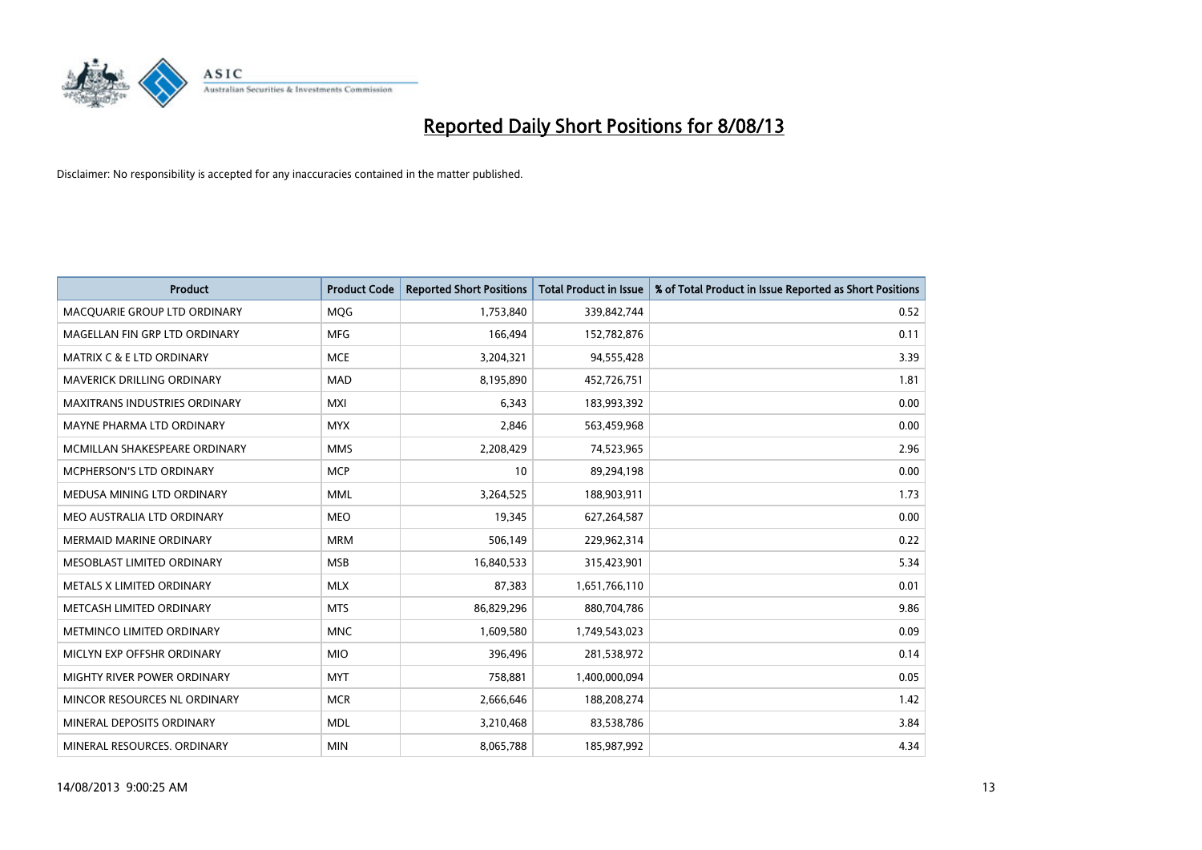# Reported Daily Short Positions for 8/08/13

Disclaimer: No responsibility is accepted for any inaccuracies contained in the matter published.

| Product | Product Code | Reported Short Positions | Total Product in Issue | % of Total Product in Issue Reported as Short Positions |
|---|---|---|---|---|
| MACQUARIE GROUP LTD ORDINARY | MQG | 1,753,840 | 339,842,744 | 0.52 |
| MAGELLAN FIN GRP LTD ORDINARY | MFG | 166,494 | 152,782,876 | 0.11 |
| MATRIX C & E LTD ORDINARY | MCE | 3,204,321 | 94,555,428 | 3.39 |
| MAVERICK DRILLING ORDINARY | MAD | 8,195,890 | 452,726,751 | 1.81 |
| MAXITRANS INDUSTRIES ORDINARY | MXI | 6,343 | 183,993,392 | 0.00 |
| MAYNE PHARMA LTD ORDINARY | MYX | 2,846 | 563,459,968 | 0.00 |
| MCMILLAN SHAKESPEARE ORDINARY | MMS | 2,208,429 | 74,523,965 | 2.96 |
| MCPHERSON'S LTD ORDINARY | MCP | 10 | 89,294,198 | 0.00 |
| MEDUSA MINING LTD ORDINARY | MML | 3,264,525 | 188,903,911 | 1.73 |
| MEO AUSTRALIA LTD ORDINARY | MEO | 19,345 | 627,264,587 | 0.00 |
| MERMAID MARINE ORDINARY | MRM | 506,149 | 229,962,314 | 0.22 |
| MESOBLAST LIMITED ORDINARY | MSB | 16,840,533 | 315,423,901 | 5.34 |
| METALS X LIMITED ORDINARY | MLX | 87,383 | 1,651,766,110 | 0.01 |
| METCASH LIMITED ORDINARY | MTS | 86,829,296 | 880,704,786 | 9.86 |
| METMINCO LIMITED ORDINARY | MNC | 1,609,580 | 1,749,543,023 | 0.09 |
| MICLYN EXP OFFSHR ORDINARY | MIO | 396,496 | 281,538,972 | 0.14 |
| MIGHTY RIVER POWER ORDINARY | MYT | 758,881 | 1,400,000,094 | 0.05 |
| MINCOR RESOURCES NL ORDINARY | MCR | 2,666,646 | 188,208,274 | 1.42 |
| MINERAL DEPOSITS ORDINARY | MDL | 3,210,468 | 83,538,786 | 3.84 |
| MINERAL RESOURCES. ORDINARY | MIN | 8,065,788 | 185,987,992 | 4.34 |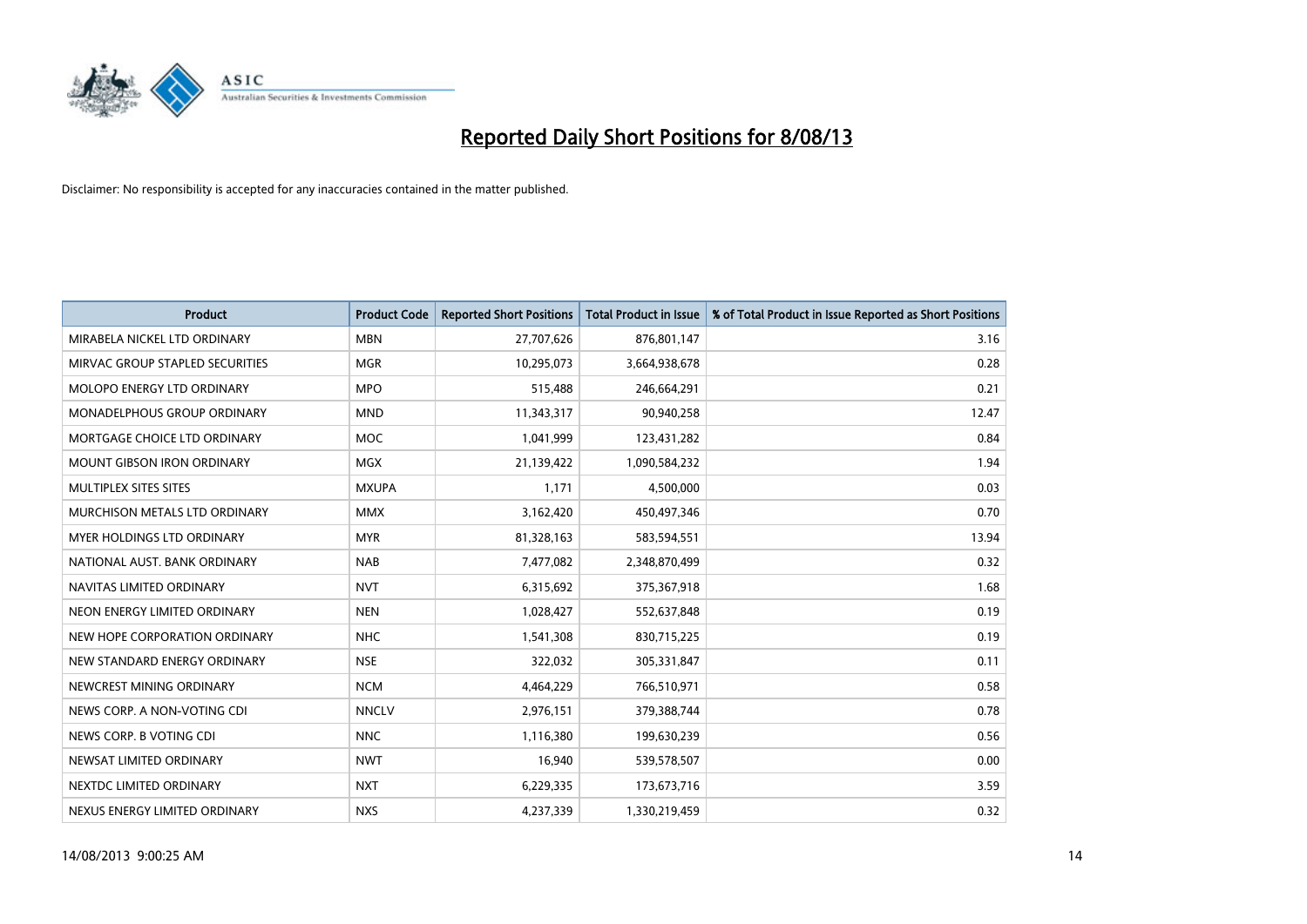# Reported Daily Short Positions for 8/08/13

Disclaimer: No responsibility is accepted for any inaccuracies contained in the matter published.

| Product | Product Code | Reported Short Positions | Total Product in Issue | % of Total Product in Issue Reported as Short Positions |
|---|---|---|---|---|
| MIRABELA NICKEL LTD ORDINARY | MBN | 27,707,626 | 876,801,147 | 3.16 |
| MIRVAC GROUP STAPLED SECURITIES | MGR | 10,295,073 | 3,664,938,678 | 0.28 |
| MOLOPO ENERGY LTD ORDINARY | MPO | 515,488 | 246,664,291 | 0.21 |
| MONADELPHOUS GROUP ORDINARY | MND | 11,343,317 | 90,940,258 | 12.47 |
| MORTGAGE CHOICE LTD ORDINARY | MOC | 1,041,999 | 123,431,282 | 0.84 |
| MOUNT GIBSON IRON ORDINARY | MGX | 21,139,422 | 1,090,584,232 | 1.94 |
| MULTIPLEX SITES SITES | MXUPA | 1,171 | 4,500,000 | 0.03 |
| MURCHISON METALS LTD ORDINARY | MMX | 3,162,420 | 450,497,346 | 0.70 |
| MYER HOLDINGS LTD ORDINARY | MYR | 81,328,163 | 583,594,551 | 13.94 |
| NATIONAL AUST. BANK ORDINARY | NAB | 7,477,082 | 2,348,870,499 | 0.32 |
| NAVITAS LIMITED ORDINARY | NVT | 6,315,692 | 375,367,918 | 1.68 |
| NEON ENERGY LIMITED ORDINARY | NEN | 1,028,427 | 552,637,848 | 0.19 |
| NEW HOPE CORPORATION ORDINARY | NHC | 1,541,308 | 830,715,225 | 0.19 |
| NEW STANDARD ENERGY ORDINARY | NSE | 322,032 | 305,331,847 | 0.11 |
| NEWCREST MINING ORDINARY | NCM | 4,464,229 | 766,510,971 | 0.58 |
| NEWS CORP. A NON-VOTING CDI | NNCLV | 2,976,151 | 379,388,744 | 0.78 |
| NEWS CORP. B VOTING CDI | NNC | 1,116,380 | 199,630,239 | 0.56 |
| NEWSAT LIMITED ORDINARY | NWT | 16,940 | 539,578,507 | 0.00 |
| NEXTDC LIMITED ORDINARY | NXT | 6,229,335 | 173,673,716 | 3.59 |
| NEXUS ENERGY LIMITED ORDINARY | NXS | 4,237,339 | 1,330,219,459 | 0.32 |

14/08/2013 9:00:25 AM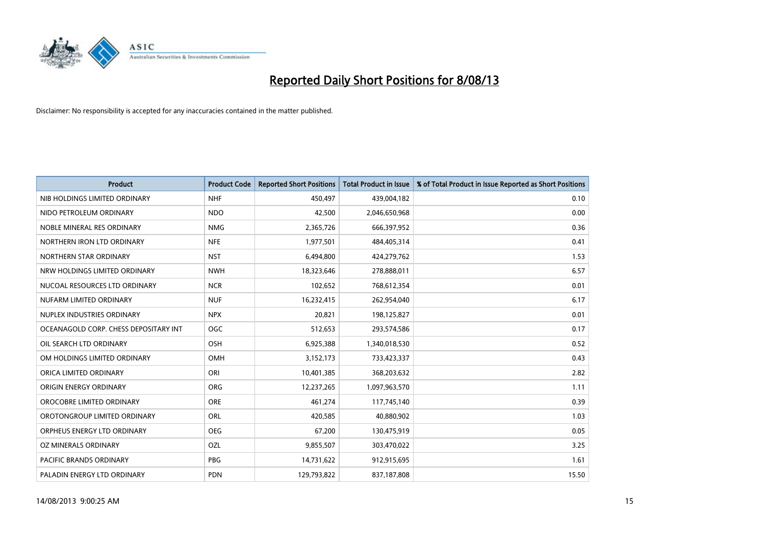# Reported Daily Short Positions for 8/08/13

Disclaimer: No responsibility is accepted for any inaccuracies contained in the matter published.

| Product | Product Code | Reported Short Positions | Total Product in Issue | % of Total Product in Issue Reported as Short Positions |
|---|---|---|---|---|
| NIB HOLDINGS LIMITED ORDINARY | NHF | 450,497 | 439,004,182 | 0.10 |
| NIDO PETROLEUM ORDINARY | NDO | 42,500 | 2,046,650,968 | 0.00 |
| NOBLE MINERAL RES ORDINARY | NMG | 2,365,726 | 666,397,952 | 0.36 |
| NORTHERN IRON LTD ORDINARY | NFE | 1,977,501 | 484,405,314 | 0.41 |
| NORTHERN STAR ORDINARY | NST | 6,494,800 | 424,279,762 | 1.53 |
| NRW HOLDINGS LIMITED ORDINARY | NWH | 18,323,646 | 278,888,011 | 6.57 |
| NUCOAL RESOURCES LTD ORDINARY | NCR | 102,652 | 768,612,354 | 0.01 |
| NUFARM LIMITED ORDINARY | NUF | 16,232,415 | 262,954,040 | 6.17 |
| NUPLEX INDUSTRIES ORDINARY | NPX | 20,821 | 198,125,827 | 0.01 |
| OCEANAGOLD CORP. CHESS DEPOSITARY INT | OGC | 512,653 | 293,574,586 | 0.17 |
| OIL SEARCH LTD ORDINARY | OSH | 6,925,388 | 1,340,018,530 | 0.52 |
| OM HOLDINGS LIMITED ORDINARY | OMH | 3,152,173 | 733,423,337 | 0.43 |
| ORICA LIMITED ORDINARY | ORI | 10,401,385 | 368,203,632 | 2.82 |
| ORIGIN ENERGY ORDINARY | ORG | 12,237,265 | 1,097,963,570 | 1.11 |
| OROCOBRE LIMITED ORDINARY | ORE | 461,274 | 117,745,140 | 0.39 |
| OROTONGROUP LIMITED ORDINARY | ORL | 420,585 | 40,880,902 | 1.03 |
| ORPHEUS ENERGY LTD ORDINARY | OEG | 67,200 | 130,475,919 | 0.05 |
| OZ MINERALS ORDINARY | OZL | 9,855,507 | 303,470,022 | 3.25 |
| PACIFIC BRANDS ORDINARY | PBG | 14,731,622 | 912,915,695 | 1.61 |
| PALADIN ENERGY LTD ORDINARY | PDN | 129,793,822 | 837,187,808 | 15.50 |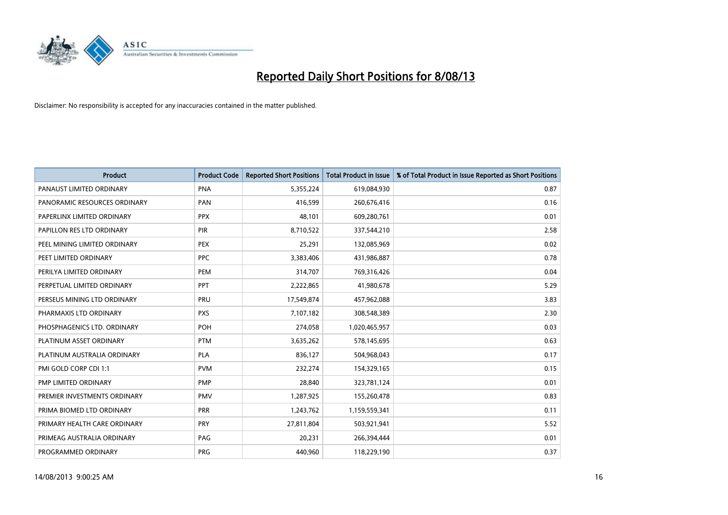# Reported Daily Short Positions for 8/08/13

Disclaimer: No responsibility is accepted for any inaccuracies contained in the matter published.

| Product | Product Code | Reported Short Positions | Total Product in Issue | % of Total Product in Issue Reported as Short Positions |
|---|---|---|---|---|
| PANAUST LIMITED ORDINARY | PNA | 5,355,224 | 619,084,930 | 0.87 |
| PANORAMIC RESOURCES ORDINARY | PAN | 416,599 | 260,676,416 | 0.16 |
| PAPERLINX LIMITED ORDINARY | PPX | 48,101 | 609,280,761 | 0.01 |
| PAPILLON RES LTD ORDINARY | PIR | 8,710,522 | 337,544,210 | 2.58 |
| PEEL MINING LIMITED ORDINARY | PEX | 25,291 | 132,085,969 | 0.02 |
| PEET LIMITED ORDINARY | PPC | 3,383,406 | 431,986,887 | 0.78 |
| PERILYA LIMITED ORDINARY | PEM | 314,707 | 769,316,426 | 0.04 |
| PERPETUAL LIMITED ORDINARY | PPT | 2,222,865 | 41,980,678 | 5.29 |
| PERSEUS MINING LTD ORDINARY | PRU | 17,549,874 | 457,962,088 | 3.83 |
| PHARMAXIS LTD ORDINARY | PXS | 7,107,182 | 308,548,389 | 2.30 |
| PHOSPHAGENICS LTD. ORDINARY | POH | 274,058 | 1,020,465,957 | 0.03 |
| PLATINUM ASSET ORDINARY | PTM | 3,635,262 | 578,145,695 | 0.63 |
| PLATINUM AUSTRALIA ORDINARY | PLA | 836,127 | 504,968,043 | 0.17 |
| PMI GOLD CORP CDI 1:1 | PVM | 232,274 | 154,329,165 | 0.15 |
| PMP LIMITED ORDINARY | PMP | 28,840 | 323,781,124 | 0.01 |
| PREMIER INVESTMENTS ORDINARY | PMV | 1,287,925 | 155,260,478 | 0.83 |
| PRIMA BIOMED LTD ORDINARY | PRR | 1,243,762 | 1,159,559,341 | 0.11 |
| PRIMARY HEALTH CARE ORDINARY | PRY | 27,811,804 | 503,921,941 | 5.52 |
| PRIMEAG AUSTRALIA ORDINARY | PAG | 20,231 | 266,394,444 | 0.01 |
| PROGRAMMED ORDINARY | PRG | 440,960 | 118,229,190 | 0.37 |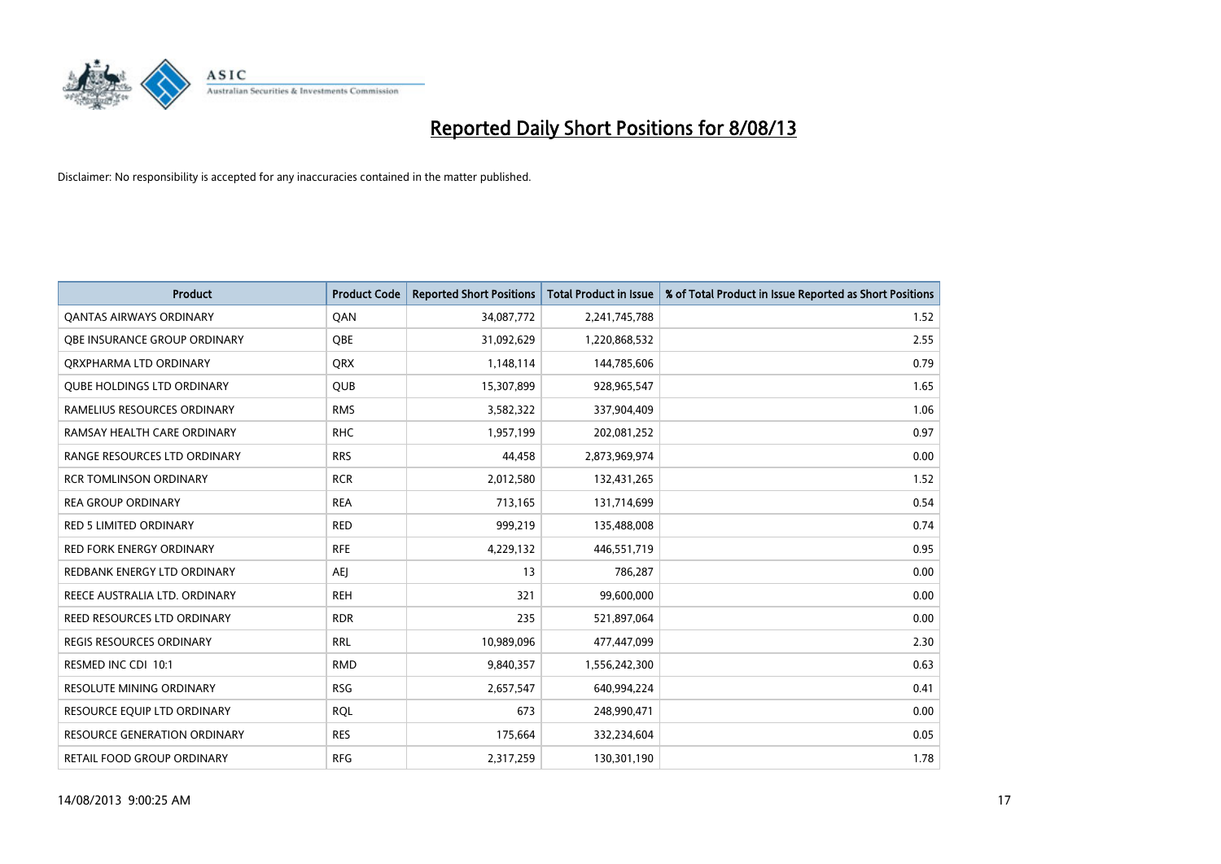# Reported Daily Short Positions for 8/08/13

Disclaimer: No responsibility is accepted for any inaccuracies contained in the matter published.

| Product | Product Code | Reported Short Positions | Total Product in Issue | % of Total Product in Issue Reported as Short Positions |
|---|---|---|---|---|
| QANTAS AIRWAYS ORDINARY | QAN | 34,087,772 | 2,241,745,788 | 1.52 |
| QBE INSURANCE GROUP ORDINARY | QBE | 31,092,629 | 1,220,868,532 | 2.55 |
| QRXPHARMA LTD ORDINARY | QRX | 1,148,114 | 144,785,606 | 0.79 |
| QUBE HOLDINGS LTD ORDINARY | QUB | 15,307,899 | 928,965,547 | 1.65 |
| RAMELIUS RESOURCES ORDINARY | RMS | 3,582,322 | 337,904,409 | 1.06 |
| RAMSAY HEALTH CARE ORDINARY | RHC | 1,957,199 | 202,081,252 | 0.97 |
| RANGE RESOURCES LTD ORDINARY | RRS | 44,458 | 2,873,969,974 | 0.00 |
| RCR TOMLINSON ORDINARY | RCR | 2,012,580 | 132,431,265 | 1.52 |
| REA GROUP ORDINARY | REA | 713,165 | 131,714,699 | 0.54 |
| RED 5 LIMITED ORDINARY | RED | 999,219 | 135,488,008 | 0.74 |
| RED FORK ENERGY ORDINARY | RFE | 4,229,132 | 446,551,719 | 0.95 |
| REDBANK ENERGY LTD ORDINARY | AEJ | 13 | 786,287 | 0.00 |
| REECE AUSTRALIA LTD. ORDINARY | REH | 321 | 99,600,000 | 0.00 |
| REED RESOURCES LTD ORDINARY | RDR | 235 | 521,897,064 | 0.00 |
| REGIS RESOURCES ORDINARY | RRL | 10,989,096 | 477,447,099 | 2.30 |
| RESMED INC CDI 10:1 | RMD | 9,840,357 | 1,556,242,300 | 0.63 |
| RESOLUTE MINING ORDINARY | RSG | 2,657,547 | 640,994,224 | 0.41 |
| RESOURCE EQUIP LTD ORDINARY | RQL | 673 | 248,990,471 | 0.00 |
| RESOURCE GENERATION ORDINARY | RES | 175,664 | 332,234,604 | 0.05 |
| RETAIL FOOD GROUP ORDINARY | RFG | 2,317,259 | 130,301,190 | 1.78 |

14/08/2013 9:00:25 AM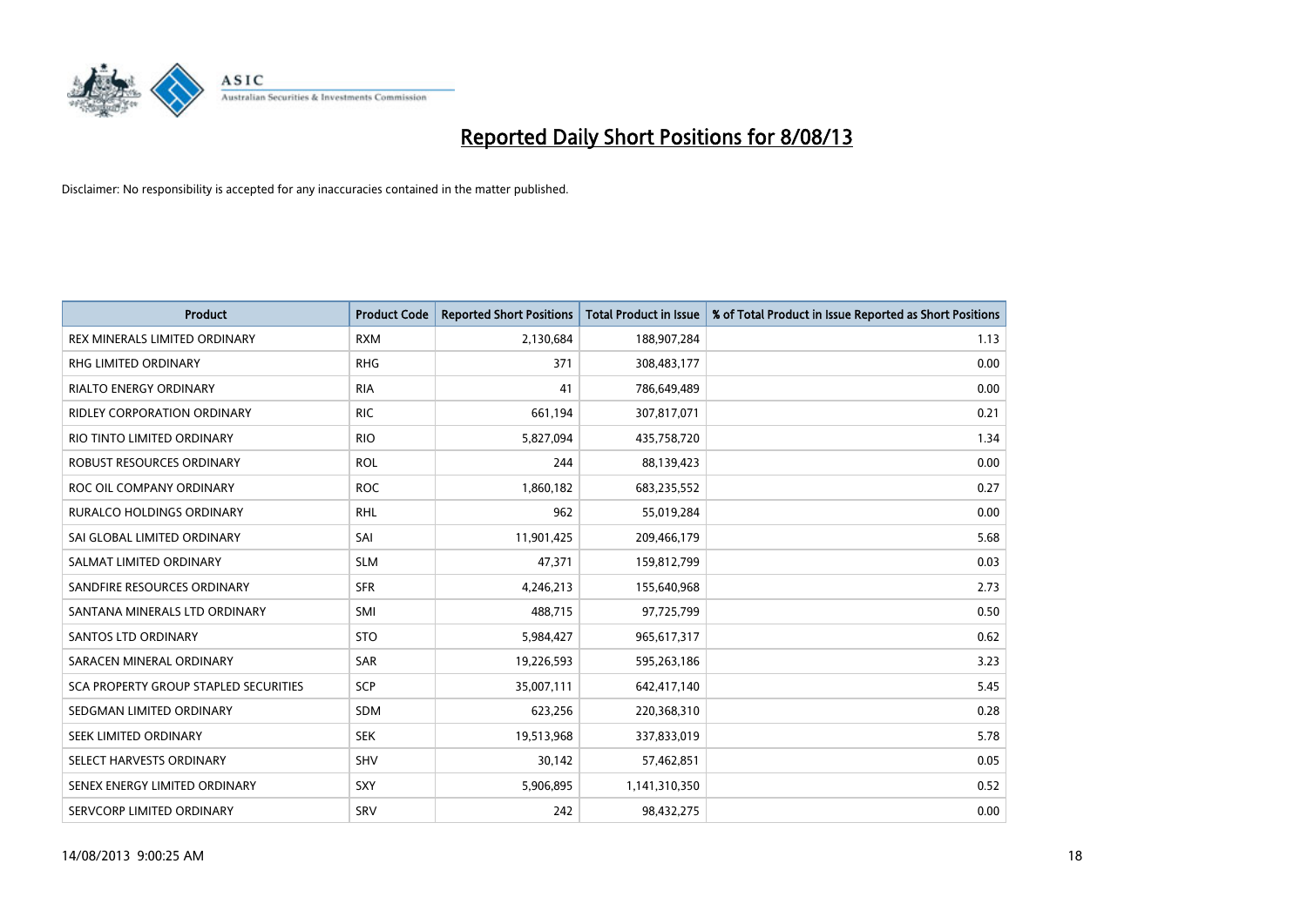# Reported Daily Short Positions for 8/08/13

Disclaimer: No responsibility is accepted for any inaccuracies contained in the matter published.

| Product | Product Code | Reported Short Positions | Total Product in Issue | % of Total Product in Issue Reported as Short Positions |
|---|---|---|---|---|
| REX MINERALS LIMITED ORDINARY | RXM | 2,130,684 | 188,907,284 | 1.13 |
| RHG LIMITED ORDINARY | RHG | 371 | 308,483,177 | 0.00 |
| RIALTO ENERGY ORDINARY | RIA | 41 | 786,649,489 | 0.00 |
| RIDLEY CORPORATION ORDINARY | RIC | 661,194 | 307,817,071 | 0.21 |
| RIO TINTO LIMITED ORDINARY | RIO | 5,827,094 | 435,758,720 | 1.34 |
| ROBUST RESOURCES ORDINARY | ROL | 244 | 88,139,423 | 0.00 |
| ROC OIL COMPANY ORDINARY | ROC | 1,860,182 | 683,235,552 | 0.27 |
| RURALCO HOLDINGS ORDINARY | RHL | 962 | 55,019,284 | 0.00 |
| SAI GLOBAL LIMITED ORDINARY | SAI | 11,901,425 | 209,466,179 | 5.68 |
| SALMAT LIMITED ORDINARY | SLM | 47,371 | 159,812,799 | 0.03 |
| SANDFIRE RESOURCES ORDINARY | SFR | 4,246,213 | 155,640,968 | 2.73 |
| SANTANA MINERALS LTD ORDINARY | SMI | 488,715 | 97,725,799 | 0.50 |
| SANTOS LTD ORDINARY | STO | 5,984,427 | 965,617,317 | 0.62 |
| SARACEN MINERAL ORDINARY | SAR | 19,226,593 | 595,263,186 | 3.23 |
| SCA PROPERTY GROUP STAPLED SECURITIES | SCP | 35,007,111 | 642,417,140 | 5.45 |
| SEDGMAN LIMITED ORDINARY | SDM | 623,256 | 220,368,310 | 0.28 |
| SEEK LIMITED ORDINARY | SEK | 19,513,968 | 337,833,019 | 5.78 |
| SELECT HARVESTS ORDINARY | SHV | 30,142 | 57,462,851 | 0.05 |
| SENEX ENERGY LIMITED ORDINARY | SXY | 5,906,895 | 1,141,310,350 | 0.52 |
| SERVCORP LIMITED ORDINARY | SRV | 242 | 98,432,275 | 0.00 |

14/08/2013 9:00:25 AM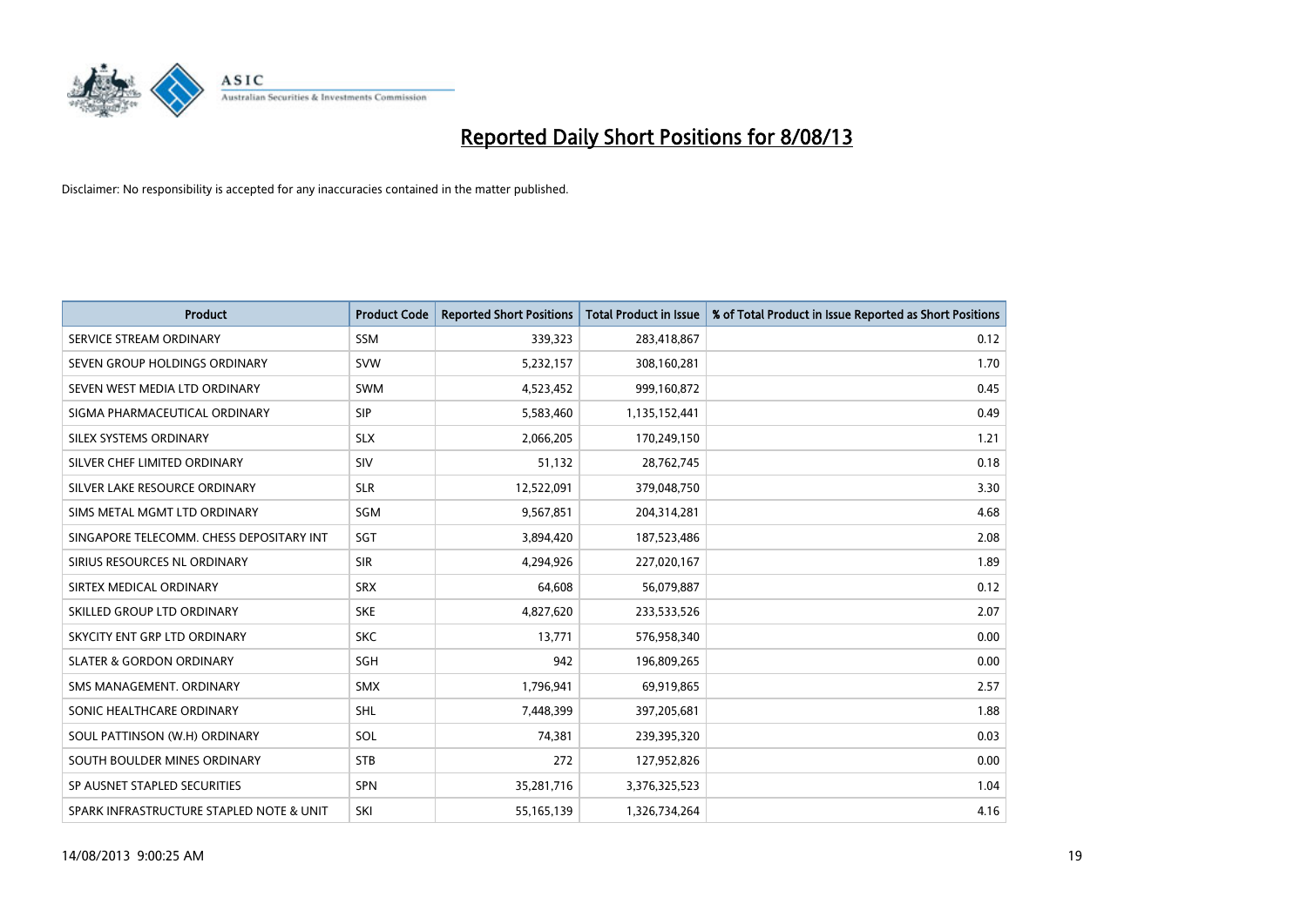# Reported Daily Short Positions for 8/08/13

Disclaimer: No responsibility is accepted for any inaccuracies contained in the matter published.

| Product | Product Code | Reported Short Positions | Total Product in Issue | % of Total Product in Issue Reported as Short Positions |
|---|---|---|---|---|
| SERVICE STREAM ORDINARY | SSM | 339,323 | 283,418,867 | 0.12 |
| SEVEN GROUP HOLDINGS ORDINARY | SVW | 5,232,157 | 308,160,281 | 1.70 |
| SEVEN WEST MEDIA LTD ORDINARY | SWM | 4,523,452 | 999,160,872 | 0.45 |
| SIGMA PHARMACEUTICAL ORDINARY | SIP | 5,583,460 | 1,135,152,441 | 0.49 |
| SILEX SYSTEMS ORDINARY | SLX | 2,066,205 | 170,249,150 | 1.21 |
| SILVER CHEF LIMITED ORDINARY | SIV | 51,132 | 28,762,745 | 0.18 |
| SILVER LAKE RESOURCE ORDINARY | SLR | 12,522,091 | 379,048,750 | 3.30 |
| SIMS METAL MGMT LTD ORDINARY | SGM | 9,567,851 | 204,314,281 | 4.68 |
| SINGAPORE TELECOMM. CHESS DEPOSITARY INT | SGT | 3,894,420 | 187,523,486 | 2.08 |
| SIRIUS RESOURCES NL ORDINARY | SIR | 4,294,926 | 227,020,167 | 1.89 |
| SIRTEX MEDICAL ORDINARY | SRX | 64,608 | 56,079,887 | 0.12 |
| SKILLED GROUP LTD ORDINARY | SKE | 4,827,620 | 233,533,526 | 2.07 |
| SKYCITY ENT GRP LTD ORDINARY | SKC | 13,771 | 576,958,340 | 0.00 |
| SLATER & GORDON ORDINARY | SGH | 942 | 196,809,265 | 0.00 |
| SMS MANAGEMENT. ORDINARY | SMX | 1,796,941 | 69,919,865 | 2.57 |
| SONIC HEALTHCARE ORDINARY | SHL | 7,448,399 | 397,205,681 | 1.88 |
| SOUL PATTINSON (W.H) ORDINARY | SOL | 74,381 | 239,395,320 | 0.03 |
| SOUTH BOULDER MINES ORDINARY | STB | 272 | 127,952,826 | 0.00 |
| SP AUSNET STAPLED SECURITIES | SPN | 35,281,716 | 3,376,325,523 | 1.04 |
| SPARK INFRASTRUCTURE STAPLED NOTE & UNIT | SKI | 55,165,139 | 1,326,734,264 | 4.16 |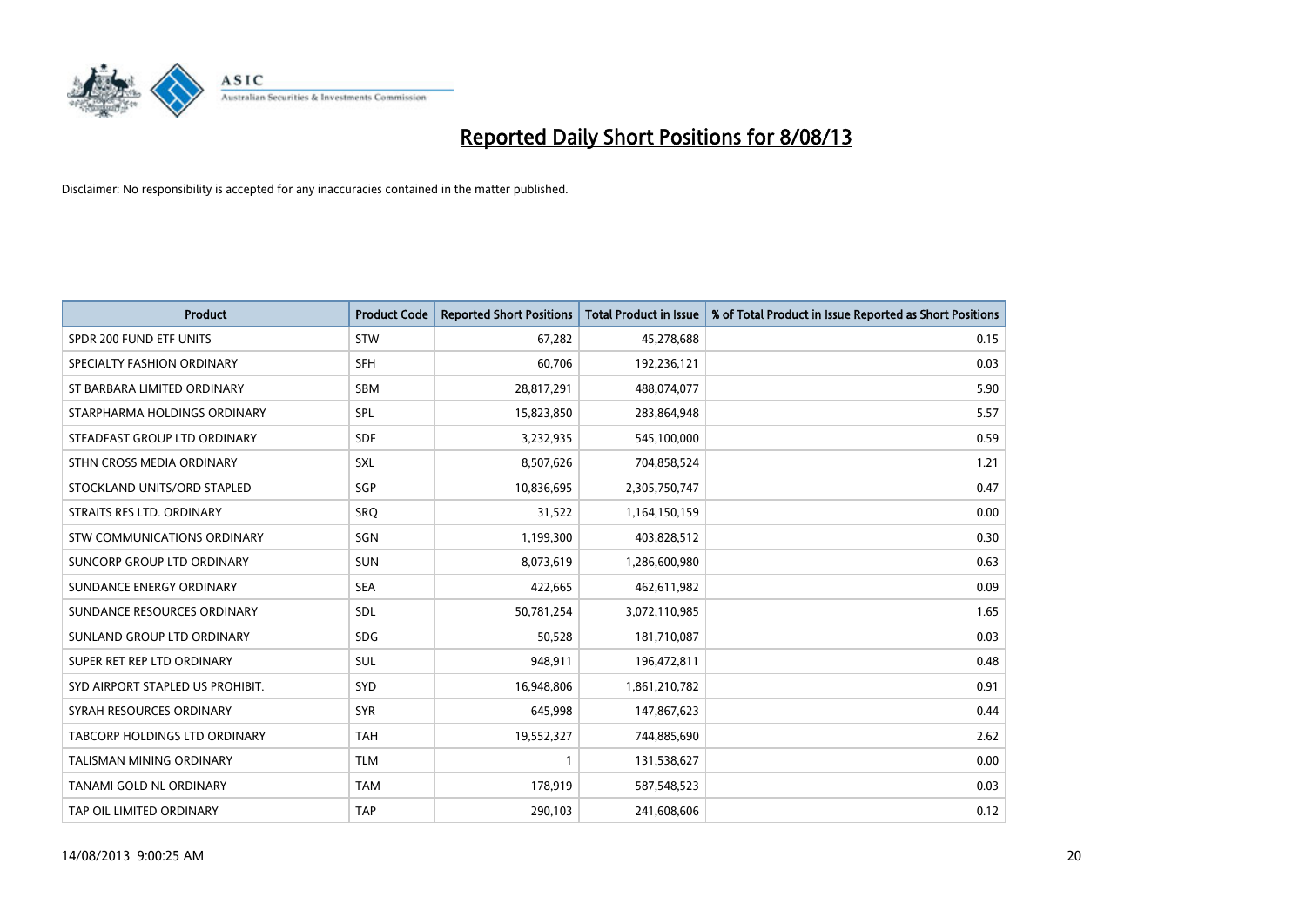# Reported Daily Short Positions for 8/08/13

Disclaimer: No responsibility is accepted for any inaccuracies contained in the matter published.

| Product | Product Code | Reported Short Positions | Total Product in Issue | % of Total Product in Issue Reported as Short Positions |
|---|---|---|---|---|
| SPDR 200 FUND ETF UNITS | STW | 67,282 | 45,278,688 | 0.15 |
| SPECIALTY FASHION ORDINARY | SFH | 60,706 | 192,236,121 | 0.03 |
| ST BARBARA LIMITED ORDINARY | SBM | 28,817,291 | 488,074,077 | 5.90 |
| STARPHARMA HOLDINGS ORDINARY | SPL | 15,823,850 | 283,864,948 | 5.57 |
| STEADFAST GROUP LTD ORDINARY | SDF | 3,232,935 | 545,100,000 | 0.59 |
| STHN CROSS MEDIA ORDINARY | SXL | 8,507,626 | 704,858,524 | 1.21 |
| STOCKLAND UNITS/ORD STAPLED | SGP | 10,836,695 | 2,305,750,747 | 0.47 |
| STRAITS RES LTD. ORDINARY | SRQ | 31,522 | 1,164,150,159 | 0.00 |
| STW COMMUNICATIONS ORDINARY | SGN | 1,199,300 | 403,828,512 | 0.30 |
| SUNCORP GROUP LTD ORDINARY | SUN | 8,073,619 | 1,286,600,980 | 0.63 |
| SUNDANCE ENERGY ORDINARY | SEA | 422,665 | 462,611,982 | 0.09 |
| SUNDANCE RESOURCES ORDINARY | SDL | 50,781,254 | 3,072,110,985 | 1.65 |
| SUNLAND GROUP LTD ORDINARY | SDG | 50,528 | 181,710,087 | 0.03 |
| SUPER RET REP LTD ORDINARY | SUL | 948,911 | 196,472,811 | 0.48 |
| SYD AIRPORT STAPLED US PROHIBIT. | SYD | 16,948,806 | 1,861,210,782 | 0.91 |
| SYRAH RESOURCES ORDINARY | SYR | 645,998 | 147,867,623 | 0.44 |
| TABCORP HOLDINGS LTD ORDINARY | TAH | 19,552,327 | 744,885,690 | 2.62 |
| TALISMAN MINING ORDINARY | TLM | 1 | 131,538,627 | 0.00 |
| TANAMI GOLD NL ORDINARY | TAM | 178,919 | 587,548,523 | 0.03 |
| TAP OIL LIMITED ORDINARY | TAP | 290,103 | 241,608,606 | 0.12 |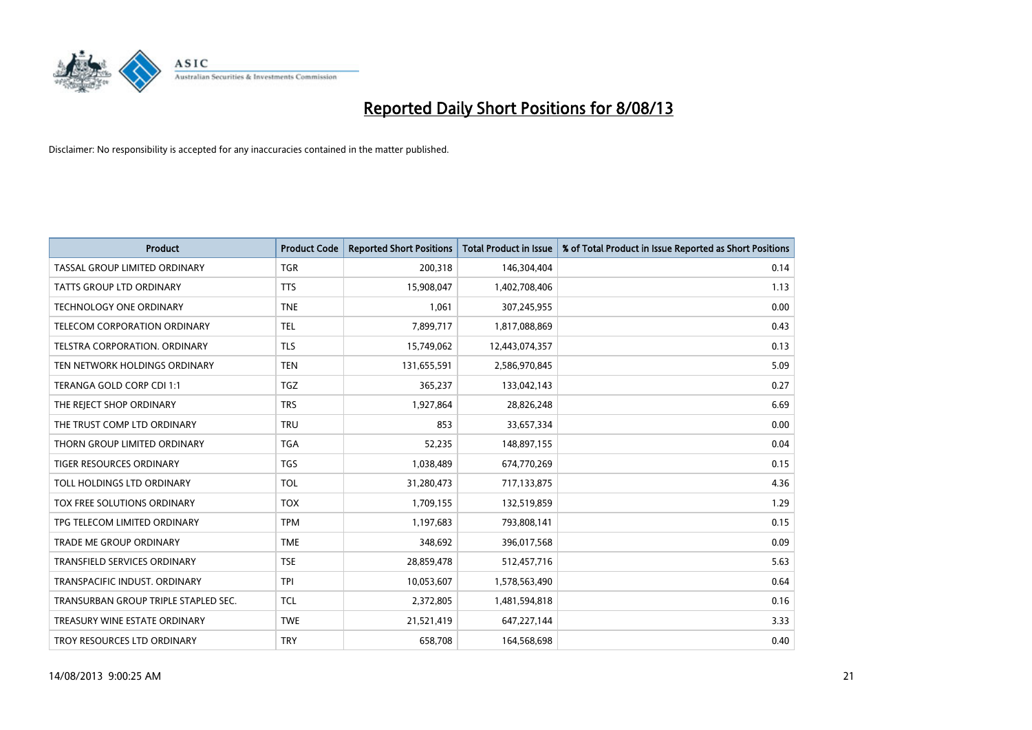# Reported Daily Short Positions for 8/08/13

Disclaimer: No responsibility is accepted for any inaccuracies contained in the matter published.

| Product | Product Code | Reported Short Positions | Total Product in Issue | % of Total Product in Issue Reported as Short Positions |
|---|---|---|---|---|
| TASSAL GROUP LIMITED ORDINARY | TGR | 200,318 | 146,304,404 | 0.14 |
| TATTS GROUP LTD ORDINARY | TTS | 15,908,047 | 1,402,708,406 | 1.13 |
| TECHNOLOGY ONE ORDINARY | TNE | 1,061 | 307,245,955 | 0.00 |
| TELECOM CORPORATION ORDINARY | TEL | 7,899,717 | 1,817,088,869 | 0.43 |
| TELSTRA CORPORATION. ORDINARY | TLS | 15,749,062 | 12,443,074,357 | 0.13 |
| TEN NETWORK HOLDINGS ORDINARY | TEN | 131,655,591 | 2,586,970,845 | 5.09 |
| TERANGA GOLD CORP CDI 1:1 | TGZ | 365,237 | 133,042,143 | 0.27 |
| THE REJECT SHOP ORDINARY | TRS | 1,927,864 | 28,826,248 | 6.69 |
| THE TRUST COMP LTD ORDINARY | TRU | 853 | 33,657,334 | 0.00 |
| THORN GROUP LIMITED ORDINARY | TGA | 52,235 | 148,897,155 | 0.04 |
| TIGER RESOURCES ORDINARY | TGS | 1,038,489 | 674,770,269 | 0.15 |
| TOLL HOLDINGS LTD ORDINARY | TOL | 31,280,473 | 717,133,875 | 4.36 |
| TOX FREE SOLUTIONS ORDINARY | TOX | 1,709,155 | 132,519,859 | 1.29 |
| TPG TELECOM LIMITED ORDINARY | TPM | 1,197,683 | 793,808,141 | 0.15 |
| TRADE ME GROUP ORDINARY | TME | 348,692 | 396,017,568 | 0.09 |
| TRANSFIELD SERVICES ORDINARY | TSE | 28,859,478 | 512,457,716 | 5.63 |
| TRANSPACIFIC INDUST. ORDINARY | TPI | 10,053,607 | 1,578,563,490 | 0.64 |
| TRANSURBAN GROUP TRIPLE STAPLED SEC. | TCL | 2,372,805 | 1,481,594,818 | 0.16 |
| TREASURY WINE ESTATE ORDINARY | TWE | 21,521,419 | 647,227,144 | 3.33 |
| TROY RESOURCES LTD ORDINARY | TRY | 658,708 | 164,568,698 | 0.40 |

14/08/2013 9:00:25 AM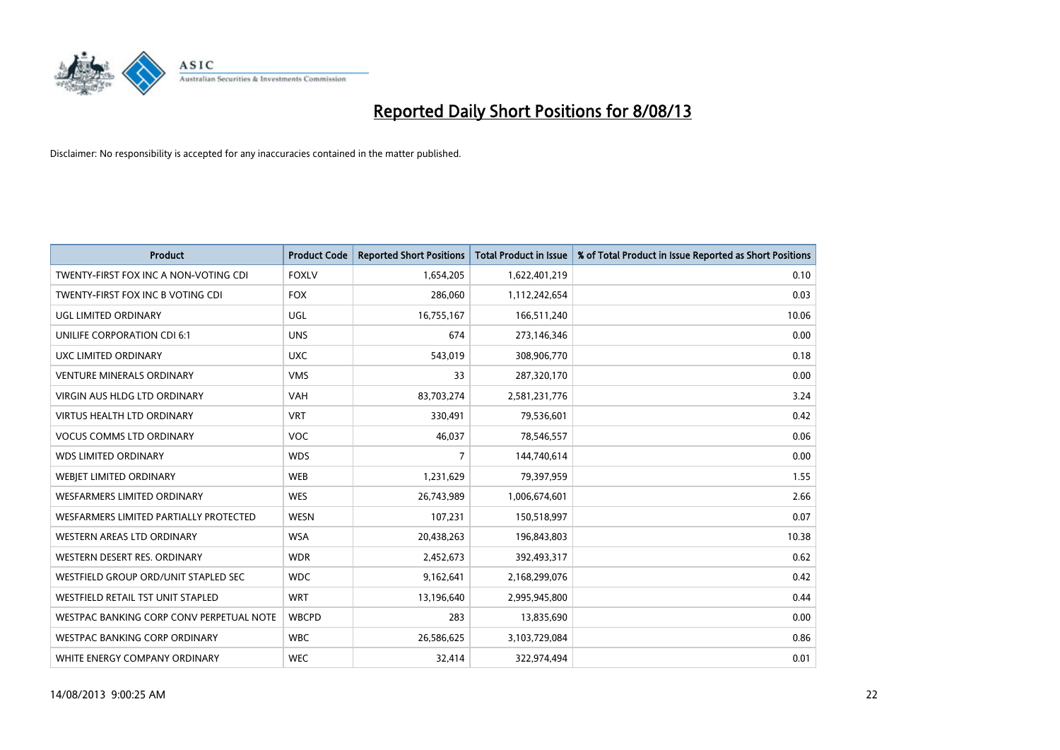# Reported Daily Short Positions for 8/08/13

Disclaimer: No responsibility is accepted for any inaccuracies contained in the matter published.

| Product | Product Code | Reported Short Positions | Total Product in Issue | % of Total Product in Issue Reported as Short Positions |
|---|---|---|---|---|
| TWENTY-FIRST FOX INC A NON-VOTING CDI | FOXLV | 1,654,205 | 1,622,401,219 | 0.10 |
| TWENTY-FIRST FOX INC B VOTING CDI | FOX | 286,060 | 1,112,242,654 | 0.03 |
| UGL LIMITED ORDINARY | UGL | 16,755,167 | 166,511,240 | 10.06 |
| UNILIFE CORPORATION CDI 6:1 | UNS | 674 | 273,146,346 | 0.00 |
| UXC LIMITED ORDINARY | UXC | 543,019 | 308,906,770 | 0.18 |
| VENTURE MINERALS ORDINARY | VMS | 33 | 287,320,170 | 0.00 |
| VIRGIN AUS HLDG LTD ORDINARY | VAH | 83,703,274 | 2,581,231,776 | 3.24 |
| VIRTUS HEALTH LTD ORDINARY | VRT | 330,491 | 79,536,601 | 0.42 |
| VOCUS COMMS LTD ORDINARY | VOC | 46,037 | 78,546,557 | 0.06 |
| WDS LIMITED ORDINARY | WDS | 7 | 144,740,614 | 0.00 |
| WEBJET LIMITED ORDINARY | WEB | 1,231,629 | 79,397,959 | 1.55 |
| WESFARMERS LIMITED ORDINARY | WES | 26,743,989 | 1,006,674,601 | 2.66 |
| WESFARMERS LIMITED PARTIALLY PROTECTED | WESN | 107,231 | 150,518,997 | 0.07 |
| WESTERN AREAS LTD ORDINARY | WSA | 20,438,263 | 196,843,803 | 10.38 |
| WESTERN DESERT RES. ORDINARY | WDR | 2,452,673 | 392,493,317 | 0.62 |
| WESTFIELD GROUP ORD/UNIT STAPLED SEC | WDC | 9,162,641 | 2,168,299,076 | 0.42 |
| WESTFIELD RETAIL TST UNIT STAPLED | WRT | 13,196,640 | 2,995,945,800 | 0.44 |
| WESTPAC BANKING CORP CONV PERPETUAL NOTE | WBCPD | 283 | 13,835,690 | 0.00 |
| WESTPAC BANKING CORP ORDINARY | WBC | 26,586,625 | 3,103,729,084 | 0.86 |
| WHITE ENERGY COMPANY ORDINARY | WEC | 32,414 | 322,974,494 | 0.01 |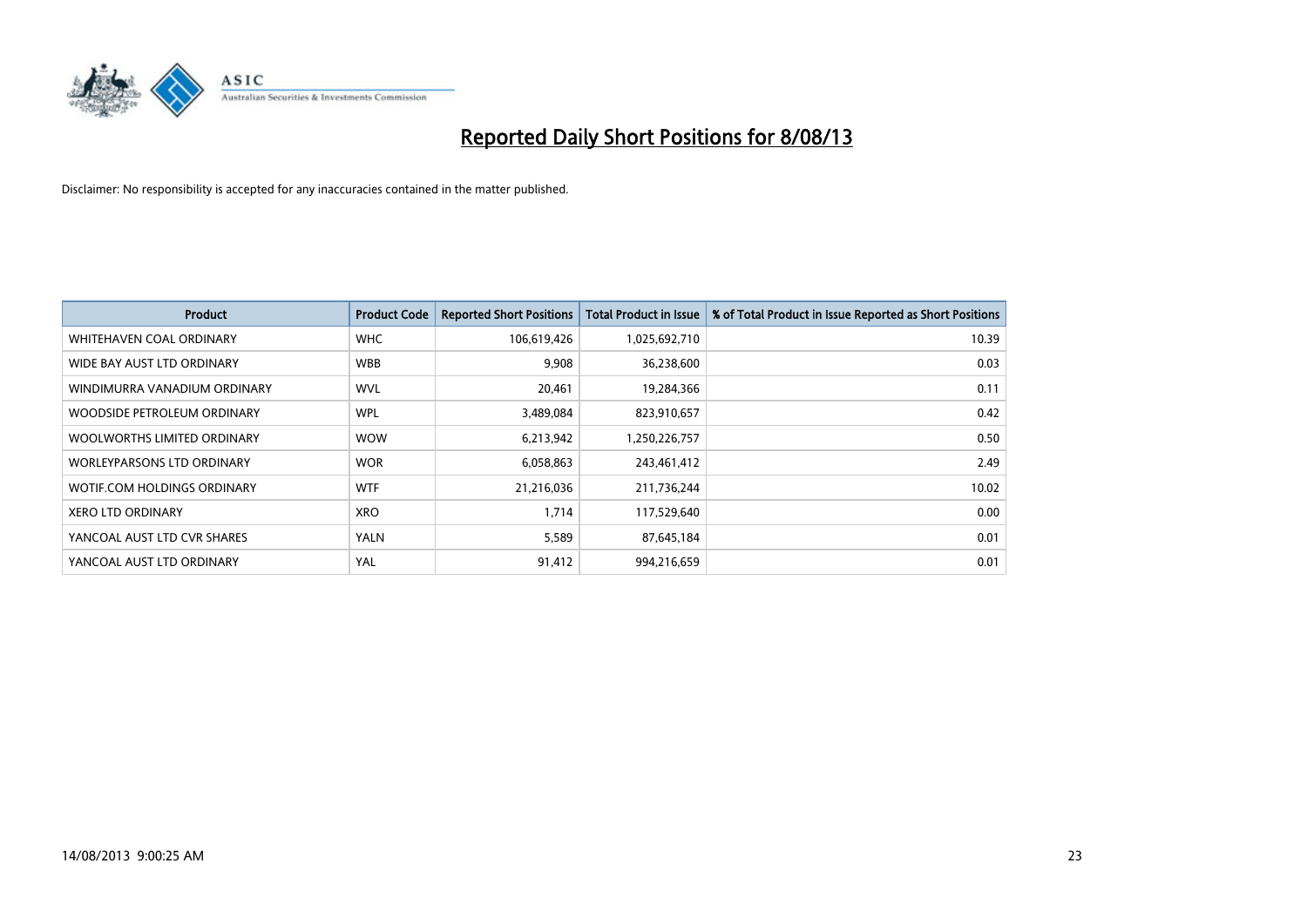# Reported Daily Short Positions for 8/08/13

Disclaimer: No responsibility is accepted for any inaccuracies contained in the matter published.

| Product | Product Code | Reported Short Positions | Total Product in Issue | % of Total Product in Issue Reported as Short Positions |
|---|---|---|---|---|
| WHITEHAVEN COAL ORDINARY | WHC | 106,619,426 | 1,025,692,710 | 10.39 |
| WIDE BAY AUST LTD ORDINARY | WBB | 9,908 | 36,238,600 | 0.03 |
| WINDIMURRA VANADIUM ORDINARY | WVL | 20,461 | 19,284,366 | 0.11 |
| WOODSIDE PETROLEUM ORDINARY | WPL | 3,489,084 | 823,910,657 | 0.42 |
| WOOLWORTHS LIMITED ORDINARY | WOW | 6,213,942 | 1,250,226,757 | 0.50 |
| WORLEYPARSONS LTD ORDINARY | WOR | 6,058,863 | 243,461,412 | 2.49 |
| WOTIF.COM HOLDINGS ORDINARY | WTF | 21,216,036 | 211,736,244 | 10.02 |
| XERO LTD ORDINARY | XRO | 1,714 | 117,529,640 | 0.00 |
| YANCOAL AUST LTD CVR SHARES | YALN | 5,589 | 87,645,184 | 0.01 |
| YANCOAL AUST LTD ORDINARY | YAL | 91,412 | 994,216,659 | 0.01 |

14/08/2013 9:00:25 AM